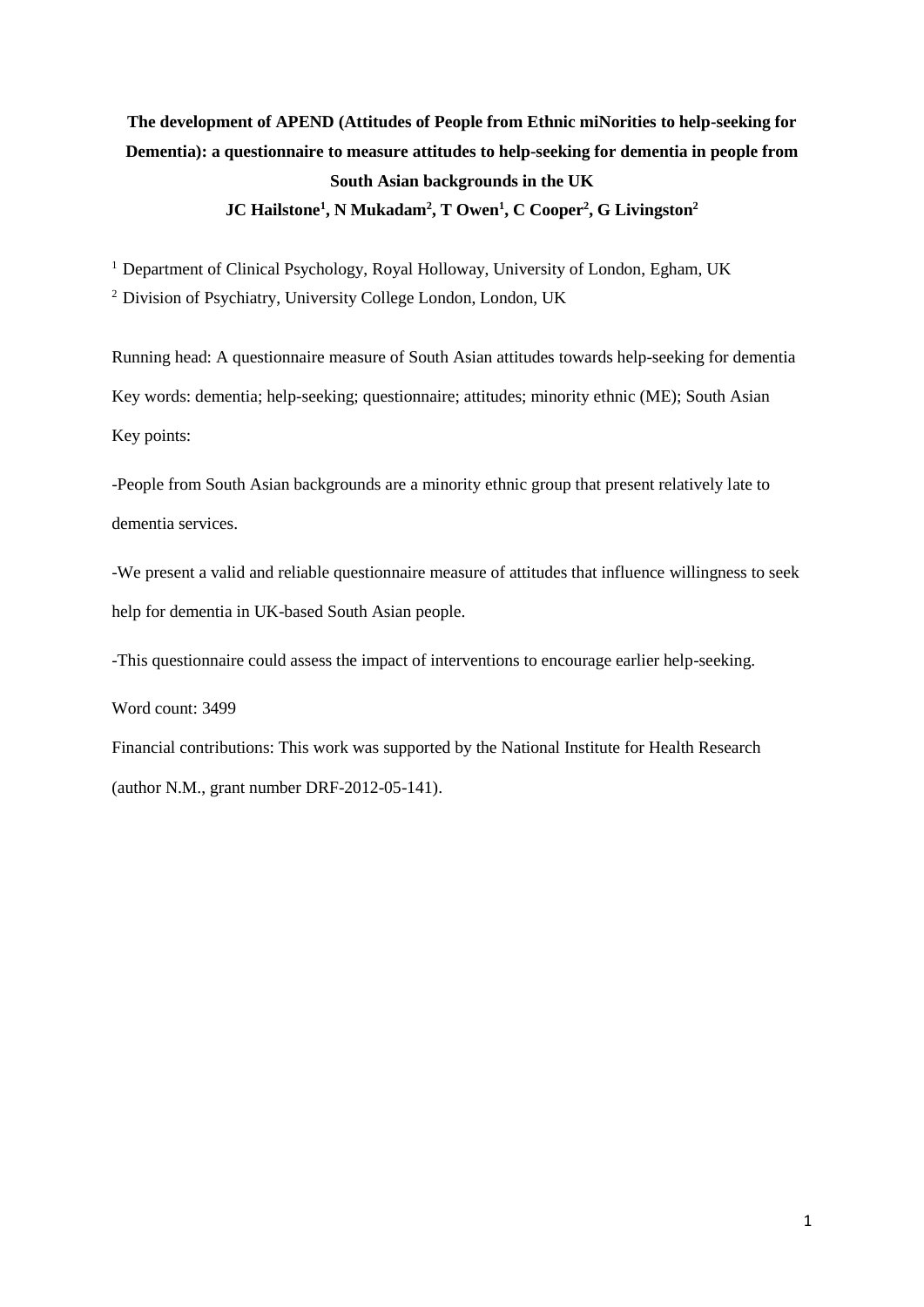# The development of APEND (Attitudes of People from Ethnic miNorities to help-seeking for Dementia): a questionnaire to measure attitudes to help-seeking for dementia in people from South Asian backgrounds in the UK

**JC Hailstone[1], N Mukadam[2], T Owen[1], C Cooper[2], G Livingston[2]**

[1] Department of Clinical Psychology, Royal Holloway, University of London, Egham, UK

[2] Division of Psychiatry, University College London, London, UK

Running head: A questionnaire measure of South Asian attitudes towards help-seeking for dementia

Key words: dementia; help-seeking; questionnaire; attitudes; minority ethnic (ME); South Asian

Key points:

-People from South Asian backgrounds are a minority ethnic group that present relatively late to dementia services.

-We present a valid and reliable questionnaire measure of attitudes that influence willingness to seek help for dementia in UK-based South Asian people.

-This questionnaire could assess the impact of interventions to encourage earlier help-seeking.

Word count: 3499

Financial contributions: This work was supported by the National Institute for Health Research (author N.M., grant number DRF-2012-05-141).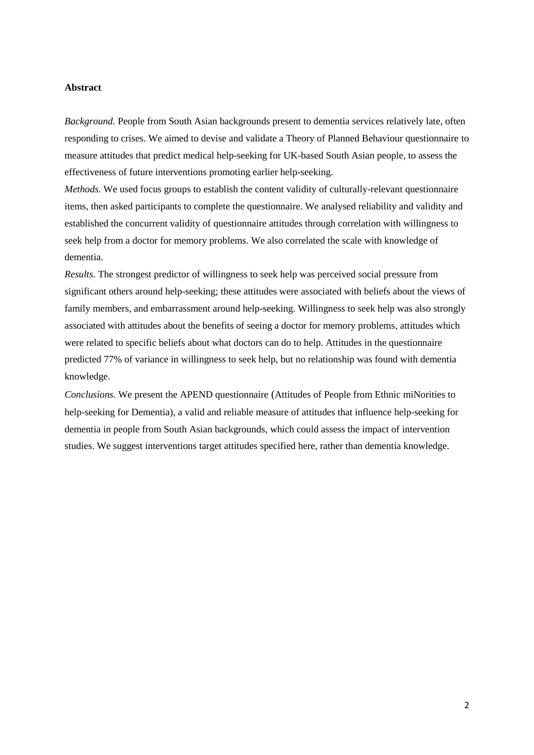**Abstract**

*Background.* People from South Asian backgrounds present to dementia services relatively late, often responding to crises. We aimed to devise and validate a Theory of Planned Behaviour questionnaire to measure attitudes that predict medical help-seeking for UK-based South Asian people, to assess the effectiveness of future interventions promoting earlier help-seeking.

*Methods.* We used focus groups to establish the content validity of culturally-relevant questionnaire items, then asked participants to complete the questionnaire. We analysed reliability and validity and established the concurrent validity of questionnaire attitudes through correlation with willingness to seek help from a doctor for memory problems. We also correlated the scale with knowledge of dementia.

*Results.* The strongest predictor of willingness to seek help was perceived social pressure from significant others around help-seeking; these attitudes were associated with beliefs about the views of family members, and embarrassment around help-seeking. Willingness to seek help was also strongly associated with attitudes about the benefits of seeing a doctor for memory problems, attitudes which were related to specific beliefs about what doctors can do to help. Attitudes in the questionnaire predicted 77% of variance in willingness to seek help, but no relationship was found with dementia knowledge.

*Conclusions.* We present the APEND questionnaire (Attitudes of People from Ethnic miNorities to help-seeking for Dementia), a valid and reliable measure of attitudes that influence help-seeking for dementia in people from South Asian backgrounds, which could assess the impact of intervention studies. We suggest interventions target attitudes specified here, rather than dementia knowledge.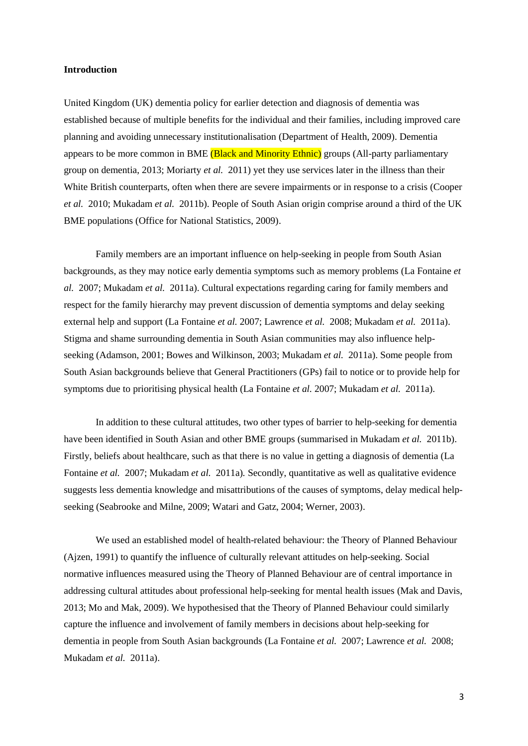**Introduction**

United Kingdom (UK) dementia policy for earlier detection and diagnosis of dementia was established because of multiple benefits for the individual and their families, including improved care planning and avoiding unnecessary institutionalisation (Department of Health, 2009). Dementia appears to be more common in BME (Black and Minority Ethnic) groups (All-party parliamentary group on dementia, 2013; Moriarty *et al.* 2011) yet they use services later in the illness than their White British counterparts, often when there are severe impairments or in response to a crisis (Cooper *et al.* 2010; Mukadam *et al.* 2011b). People of South Asian origin comprise around a third of the UK BME populations (Office for National Statistics, 2009).

Family members are an important influence on help-seeking in people from South Asian backgrounds, as they may notice early dementia symptoms such as memory problems (La Fontaine *et al.* 2007; Mukadam *et al.* 2011a). Cultural expectations regarding caring for family members and respect for the family hierarchy may prevent discussion of dementia symptoms and delay seeking external help and support (La Fontaine *et al.* 2007; Lawrence *et al.* 2008; Mukadam *et al.* 2011a). Stigma and shame surrounding dementia in South Asian communities may also influence help-seeking (Adamson, 2001; Bowes and Wilkinson, 2003; Mukadam *et al.* 2011a). Some people from South Asian backgrounds believe that General Practitioners (GPs) fail to notice or to provide help for symptoms due to prioritising physical health (La Fontaine *et al.* 2007; Mukadam *et al.* 2011a).

In addition to these cultural attitudes, two other types of barrier to help-seeking for dementia have been identified in South Asian and other BME groups (summarised in Mukadam *et al.* 2011b). Firstly, beliefs about healthcare, such as that there is no value in getting a diagnosis of dementia (La Fontaine *et al.* 2007; Mukadam *et al.* 2011a). Secondly, quantitative as well as qualitative evidence suggests less dementia knowledge and misattributions of the causes of symptoms, delay medical help-seeking (Seabrooke and Milne, 2009; Watari and Gatz, 2004; Werner, 2003).

We used an established model of health-related behaviour: the Theory of Planned Behaviour (Ajzen, 1991) to quantify the influence of culturally relevant attitudes on help-seeking. Social normative influences measured using the Theory of Planned Behaviour are of central importance in addressing cultural attitudes about professional help-seeking for mental health issues (Mak and Davis, 2013; Mo and Mak, 2009). We hypothesised that the Theory of Planned Behaviour could similarly capture the influence and involvement of family members in decisions about help-seeking for dementia in people from South Asian backgrounds (La Fontaine *et al.* 2007; Lawrence *et al.* 2008; Mukadam *et al.* 2011a).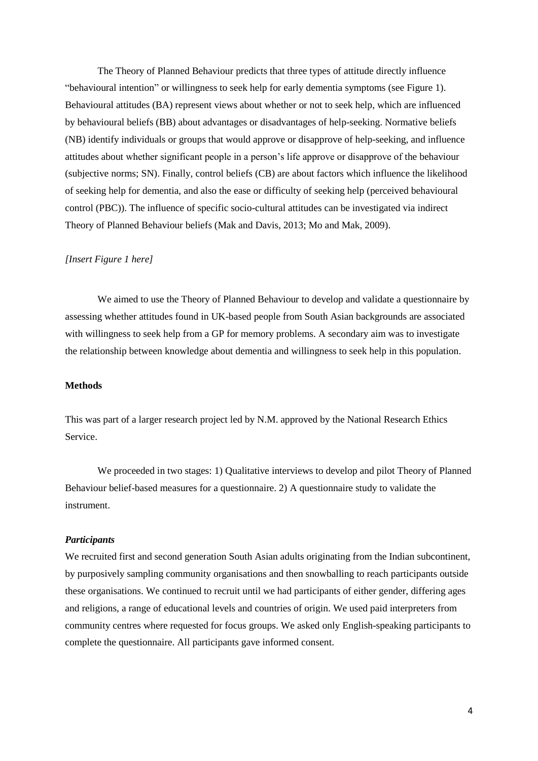The Theory of Planned Behaviour predicts that three types of attitude directly influence "behavioural intention" or willingness to seek help for early dementia symptoms (see Figure 1). Behavioural attitudes (BA) represent views about whether or not to seek help, which are influenced by behavioural beliefs (BB) about advantages or disadvantages of help-seeking. Normative beliefs (NB) identify individuals or groups that would approve or disapprove of help-seeking, and influence attitudes about whether significant people in a person's life approve or disapprove of the behaviour (subjective norms; SN). Finally, control beliefs (CB) are about factors which influence the likelihood of seeking help for dementia, and also the ease or difficulty of seeking help (perceived behavioural control (PBC)). The influence of specific socio-cultural attitudes can be investigated via indirect Theory of Planned Behaviour beliefs (Mak and Davis, 2013; Mo and Mak, 2009).

*[Insert Figure 1 here]*

We aimed to use the Theory of Planned Behaviour to develop and validate a questionnaire by assessing whether attitudes found in UK-based people from South Asian backgrounds are associated with willingness to seek help from a GP for memory problems. A secondary aim was to investigate the relationship between knowledge about dementia and willingness to seek help in this population.

## Methods

This was part of a larger research project led by N.M. approved by the National Research Ethics Service.

We proceeded in two stages: 1) Qualitative interviews to develop and pilot Theory of Planned Behaviour belief-based measures for a questionnaire. 2) A questionnaire study to validate the instrument.

### *Participants*

We recruited first and second generation South Asian adults originating from the Indian subcontinent, by purposively sampling community organisations and then snowballing to reach participants outside these organisations. We continued to recruit until we had participants of either gender, differing ages and religions, a range of educational levels and countries of origin. We used paid interpreters from community centres where requested for focus groups. We asked only English-speaking participants to complete the questionnaire. All participants gave informed consent.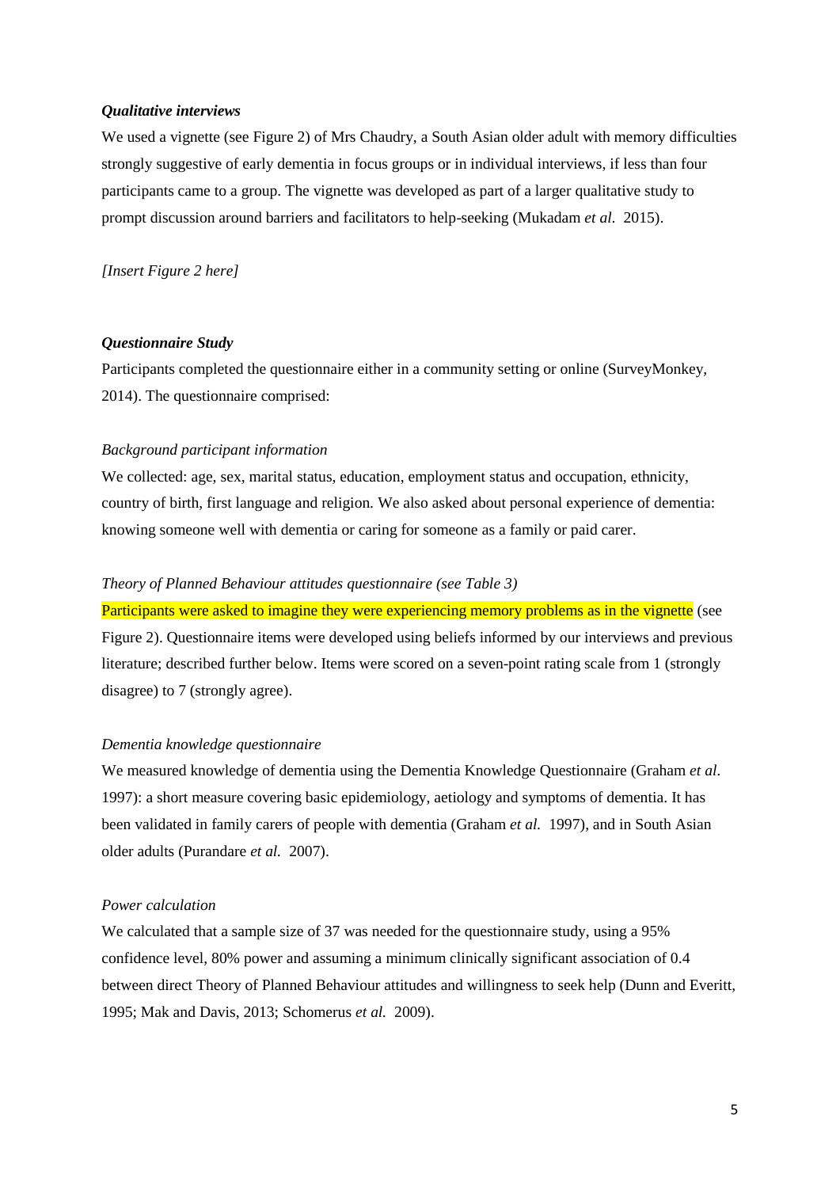***Qualitative interviews***

We used a vignette (see Figure 2) of Mrs Chaudry, a South Asian older adult with memory difficulties strongly suggestive of early dementia in focus groups or in individual interviews, if less than four participants came to a group. The vignette was developed as part of a larger qualitative study to prompt discussion around barriers and facilitators to help-seeking (Mukadam *et al.* 2015).

*[Insert Figure 2 here]*

***Questionnaire Study***

Participants completed the questionnaire either in a community setting or online (SurveyMonkey, 2014). The questionnaire comprised:

*Background participant information*

We collected: age, sex, marital status, education, employment status and occupation, ethnicity, country of birth, first language and religion. We also asked about personal experience of dementia: knowing someone well with dementia or caring for someone as a family or paid carer.

*Theory of Planned Behaviour attitudes questionnaire (see Table 3)*

Participants were asked to imagine they were experiencing memory problems as in the vignette (see Figure 2). Questionnaire items were developed using beliefs informed by our interviews and previous literature; described further below. Items were scored on a seven-point rating scale from 1 (strongly disagree) to 7 (strongly agree).

*Dementia knowledge questionnaire*

We measured knowledge of dementia using the Dementia Knowledge Questionnaire (Graham *et al.* 1997): a short measure covering basic epidemiology, aetiology and symptoms of dementia. It has been validated in family carers of people with dementia (Graham *et al.* 1997), and in South Asian older adults (Purandare *et al.* 2007).

*Power calculation*

We calculated that a sample size of 37 was needed for the questionnaire study, using a 95% confidence level, 80% power and assuming a minimum clinically significant association of 0.4 between direct Theory of Planned Behaviour attitudes and willingness to seek help (Dunn and Everitt, 1995; Mak and Davis, 2013; Schomerus *et al.* 2009).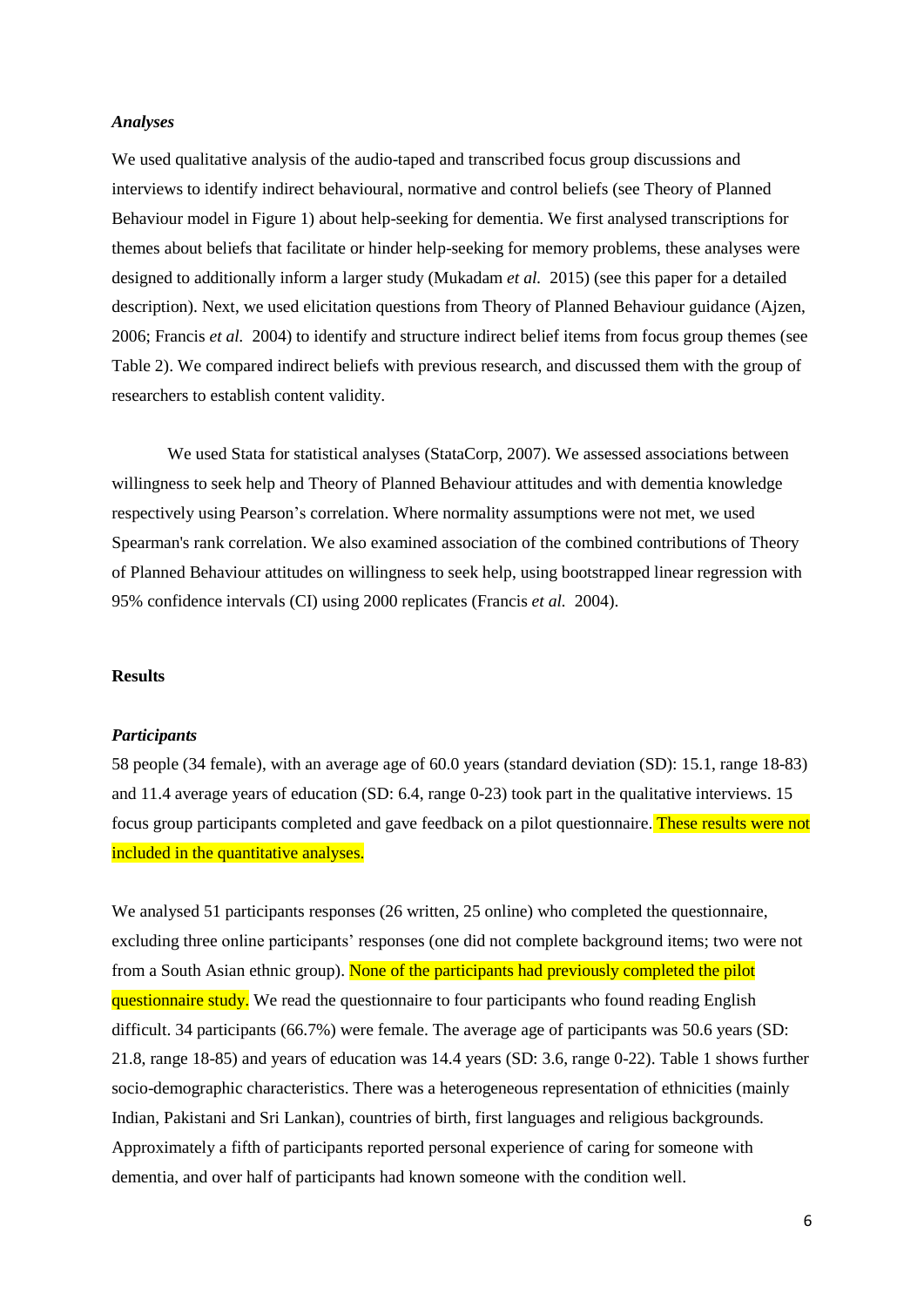### *Analyses*

We used qualitative analysis of the audio-taped and transcribed focus group discussions and interviews to identify indirect behavioural, normative and control beliefs (see Theory of Planned Behaviour model in Figure 1) about help-seeking for dementia. We first analysed transcriptions for themes about beliefs that facilitate or hinder help-seeking for memory problems, these analyses were designed to additionally inform a larger study (Mukadam *et al.* 2015) (see this paper for a detailed description). Next, we used elicitation questions from Theory of Planned Behaviour guidance (Ajzen, 2006; Francis *et al.* 2004) to identify and structure indirect belief items from focus group themes (see Table 2). We compared indirect beliefs with previous research, and discussed them with the group of researchers to establish content validity.

We used Stata for statistical analyses (StataCorp, 2007). We assessed associations between willingness to seek help and Theory of Planned Behaviour attitudes and with dementia knowledge respectively using Pearson's correlation. Where normality assumptions were not met, we used Spearman's rank correlation. We also examined association of the combined contributions of Theory of Planned Behaviour attitudes on willingness to seek help, using bootstrapped linear regression with 95% confidence intervals (CI) using 2000 replicates (Francis *et al.* 2004).

## Results

### *Participants*

58 people (34 female), with an average age of 60.0 years (standard deviation (SD): 15.1, range 18-83) and 11.4 average years of education (SD: 6.4, range 0-23) took part in the qualitative interviews. 15 focus group participants completed and gave feedback on a pilot questionnaire. These results were not included in the quantitative analyses.

We analysed 51 participants responses (26 written, 25 online) who completed the questionnaire, excluding three online participants' responses (one did not complete background items; two were not from a South Asian ethnic group). None of the participants had previously completed the pilot questionnaire study. We read the questionnaire to four participants who found reading English difficult. 34 participants (66.7%) were female. The average age of participants was 50.6 years (SD: 21.8, range 18-85) and years of education was 14.4 years (SD: 3.6, range 0-22). Table 1 shows further socio-demographic characteristics. There was a heterogeneous representation of ethnicities (mainly Indian, Pakistani and Sri Lankan), countries of birth, first languages and religious backgrounds. Approximately a fifth of participants reported personal experience of caring for someone with dementia, and over half of participants had known someone with the condition well.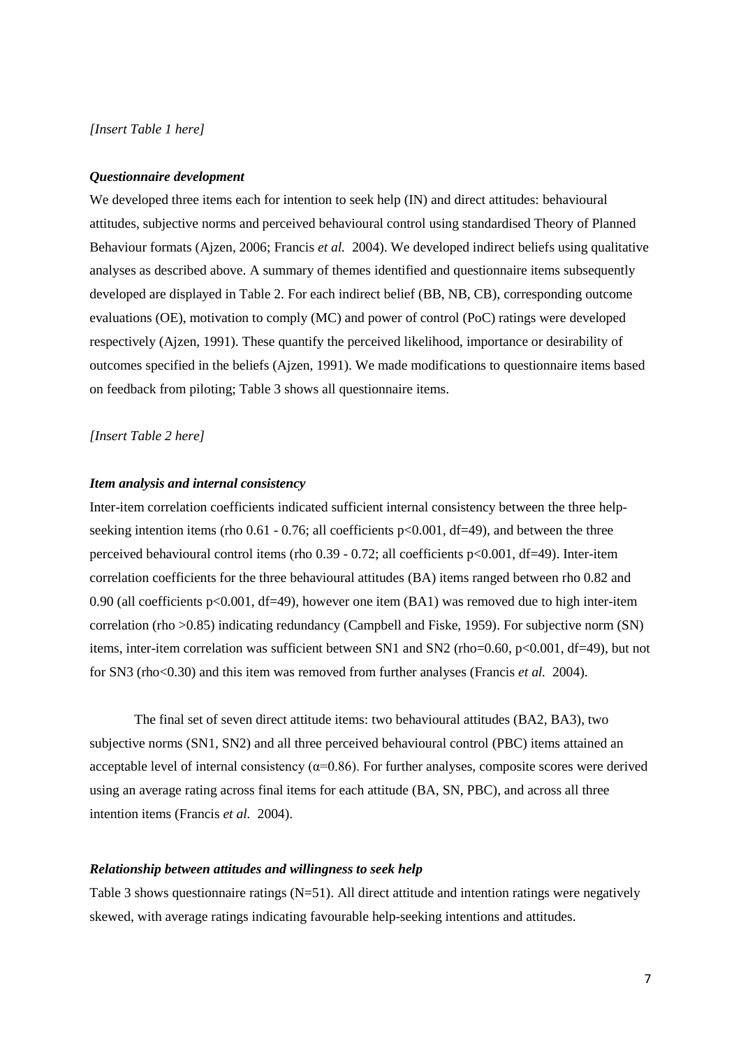*[Insert Table 1 here]*

***Questionnaire development***

We developed three items each for intention to seek help (IN) and direct attitudes: behavioural attitudes, subjective norms and perceived behavioural control using standardised Theory of Planned Behaviour formats (Ajzen, 2006; Francis *et al.* 2004). We developed indirect beliefs using qualitative analyses as described above. A summary of themes identified and questionnaire items subsequently developed are displayed in Table 2. For each indirect belief (BB, NB, CB), corresponding outcome evaluations (OE), motivation to comply (MC) and power of control (PoC) ratings were developed respectively (Ajzen, 1991). These quantify the perceived likelihood, importance or desirability of outcomes specified in the beliefs (Ajzen, 1991). We made modifications to questionnaire items based on feedback from piloting; Table 3 shows all questionnaire items.

*[Insert Table 2 here]*

***Item analysis and internal consistency***

Inter-item correlation coefficients indicated sufficient internal consistency between the three help-seeking intention items (rho 0.61 - 0.76; all coefficients $p<0.001$, df=49), and between the three perceived behavioural control items (rho 0.39 - 0.72; all coefficients $p<0.001$, df=49). Inter-item correlation coefficients for the three behavioural attitudes (BA) items ranged between rho 0.82 and 0.90 (all coefficients $p<0.001$, df=49), however one item (BA1) was removed due to high inter-item correlation (rho >0.85) indicating redundancy (Campbell and Fiske, 1959). For subjective norm (SN) items, inter-item correlation was sufficient between SN1 and SN2 (rho=0.60, $p<0.001$, df=49), but not for SN3 (rho<0.30) and this item was removed from further analyses (Francis *et al.* 2004).

The final set of seven direct attitude items: two behavioural attitudes (BA2, BA3), two subjective norms (SN1, SN2) and all three perceived behavioural control (PBC) items attained an acceptable level of internal consistency ($\alpha$=0.86). For further analyses, composite scores were derived using an average rating across final items for each attitude (BA, SN, PBC), and across all three intention items (Francis *et al.* 2004).

***Relationship between attitudes and willingness to seek help***

Table 3 shows questionnaire ratings (N=51). All direct attitude and intention ratings were negatively skewed, with average ratings indicating favourable help-seeking intentions and attitudes.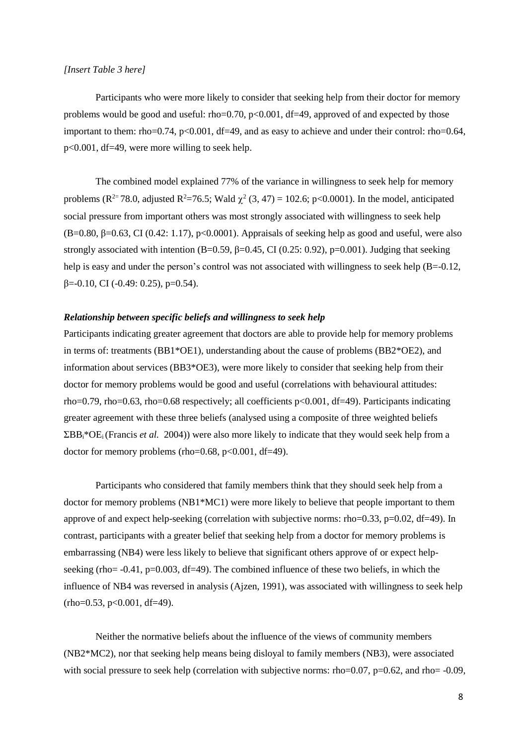*[Insert Table 3 here]*

Participants who were more likely to consider that seeking help from their doctor for memory problems would be good and useful: rho=0.70, $p<0.001$, df=49, approved of and expected by those important to them: rho=0.74, $p<0.001$, df=49, and as easy to achieve and under their control: rho=0.64, $p<0.001$, df=49, were more willing to seek help.

The combined model explained 77% of the variance in willingness to seek help for memory problems ($R^2$= 78.0, adjusted $R^2$=76.5; Wald $\chi^2$ (3, 47) = 102.6; $p<0.0001$). In the model, anticipated social pressure from important others was most strongly associated with willingness to seek help (B=0.80, $\beta$=0.63, CI (0.42: 1.17), $p<0.0001$). Appraisals of seeking help as good and useful, were also strongly associated with intention (B=0.59, $\beta$=0.45, CI (0.25: 0.92), p=0.001). Judging that seeking help is easy and under the person's control was not associated with willingness to seek help (B=-0.12, $\beta$=-0.10, CI (-0.49: 0.25), p=0.54).

### *Relationship between specific beliefs and willingness to seek help*

Participants indicating greater agreement that doctors are able to provide help for memory problems in terms of: treatments (BB1*OE1), understanding about the cause of problems (BB2*OE2), and information about services (BB3*OE3), were more likely to consider that seeking help from their doctor for memory problems would be good and useful (correlations with behavioural attitudes: rho=0.79, rho=0.63, rho=0.68 respectively; all coefficients $p<0.001$, df=49). Participants indicating greater agreement with these three beliefs (analysed using a composite of three weighted beliefs $\Sigma BB_i{*}OE_i$ (Francis *et al.* 2004)) were also more likely to indicate that they would seek help from a doctor for memory problems (rho=0.68, $p<0.001$, df=49).

Participants who considered that family members think that they should seek help from a doctor for memory problems (NB1*MC1) were more likely to believe that people important to them approve of and expect help-seeking (correlation with subjective norms: rho=0.33, p=0.02, df=49). In contrast, participants with a greater belief that seeking help from a doctor for memory problems is embarrassing (NB4) were less likely to believe that significant others approve of or expect help-seeking (rho= -0.41, p=0.003, df=49). The combined influence of these two beliefs, in which the influence of NB4 was reversed in analysis (Ajzen, 1991), was associated with willingness to seek help (rho=0.53, $p<0.001$, df=49).

Neither the normative beliefs about the influence of the views of community members (NB2*MC2), nor that seeking help means being disloyal to family members (NB3), were associated with social pressure to seek help (correlation with subjective norms: rho=0.07, p=0.62, and rho= -0.09,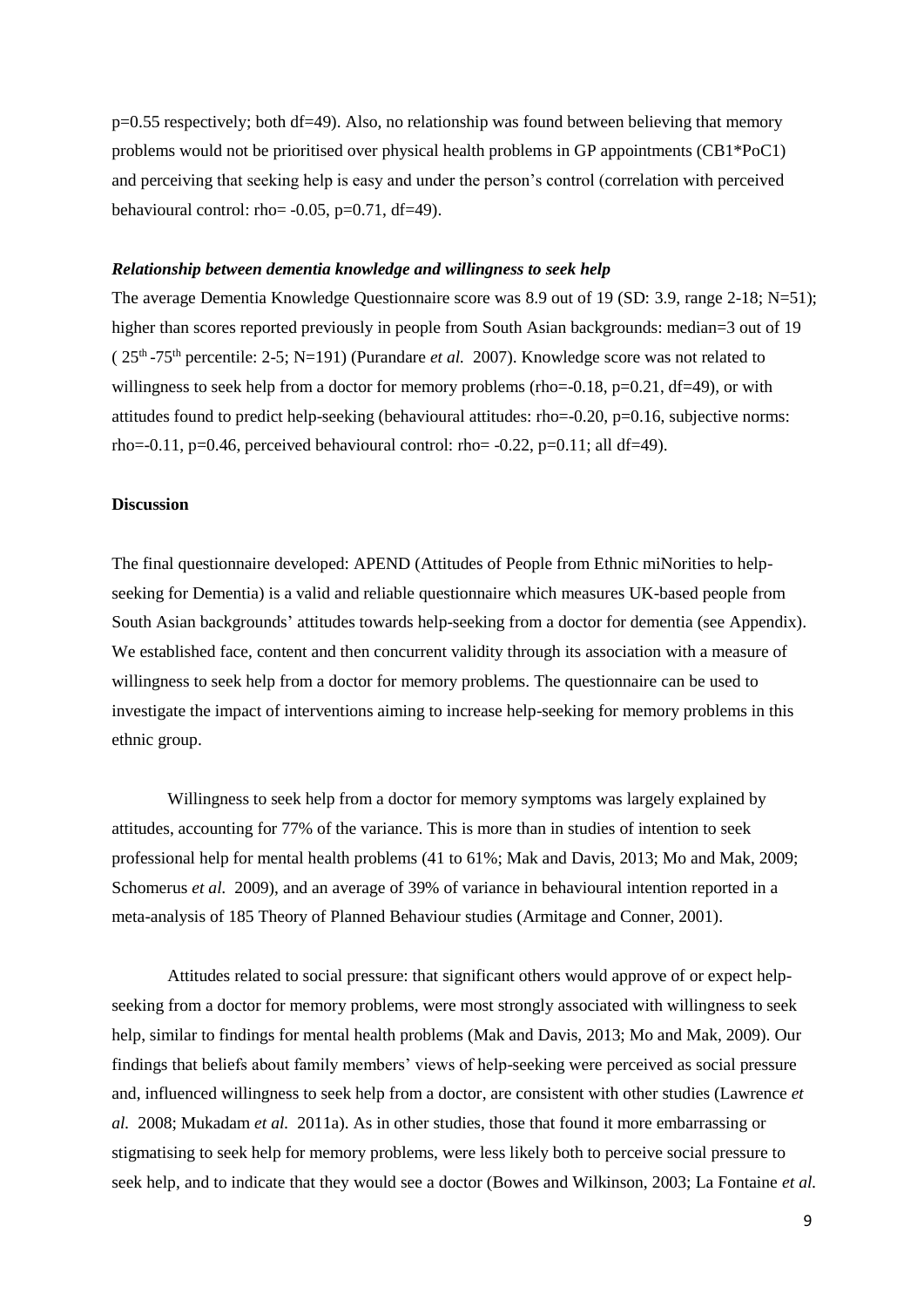$p=0.55$ respectively; both df=49). Also, no relationship was found between believing that memory problems would not be prioritised over physical health problems in GP appointments (CB1*PoC1) and perceiving that seeking help is easy and under the person's control (correlation with perceived behavioural control: rho= -0.05, $p=0.71$, df=49).

### *Relationship between dementia knowledge and willingness to seek help*

The average Dementia Knowledge Questionnaire score was 8.9 out of 19 (SD: 3.9, range 2-18; N=51); higher than scores reported previously in people from South Asian backgrounds: median=3 out of 19 ( 25th -75th percentile: 2-5; N=191) (Purandare *et al.* 2007). Knowledge score was not related to willingness to seek help from a doctor for memory problems (rho=-0.18, $p=0.21$, df=49), or with attitudes found to predict help-seeking (behavioural attitudes: rho=-0.20, $p=0.16$, subjective norms: rho=-0.11, $p=0.46$, perceived behavioural control: rho= -0.22, $p=0.11$; all df=49).

## Discussion

The final questionnaire developed: APEND (Attitudes of People from Ethnic miNorities to help-seeking for Dementia) is a valid and reliable questionnaire which measures UK-based people from South Asian backgrounds' attitudes towards help-seeking from a doctor for dementia (see Appendix). We established face, content and then concurrent validity through its association with a measure of willingness to seek help from a doctor for memory problems. The questionnaire can be used to investigate the impact of interventions aiming to increase help-seeking for memory problems in this ethnic group.

Willingness to seek help from a doctor for memory symptoms was largely explained by attitudes, accounting for 77% of the variance. This is more than in studies of intention to seek professional help for mental health problems (41 to 61%; Mak and Davis, 2013; Mo and Mak, 2009; Schomerus *et al.* 2009), and an average of 39% of variance in behavioural intention reported in a meta-analysis of 185 Theory of Planned Behaviour studies (Armitage and Conner, 2001).

Attitudes related to social pressure: that significant others would approve of or expect help-seeking from a doctor for memory problems, were most strongly associated with willingness to seek help, similar to findings for mental health problems (Mak and Davis, 2013; Mo and Mak, 2009). Our findings that beliefs about family members' views of help-seeking were perceived as social pressure and, influenced willingness to seek help from a doctor, are consistent with other studies (Lawrence *et al.* 2008; Mukadam *et al.* 2011a). As in other studies, those that found it more embarrassing or stigmatising to seek help for memory problems, were less likely both to perceive social pressure to seek help, and to indicate that they would see a doctor (Bowes and Wilkinson, 2003; La Fontaine *et al.*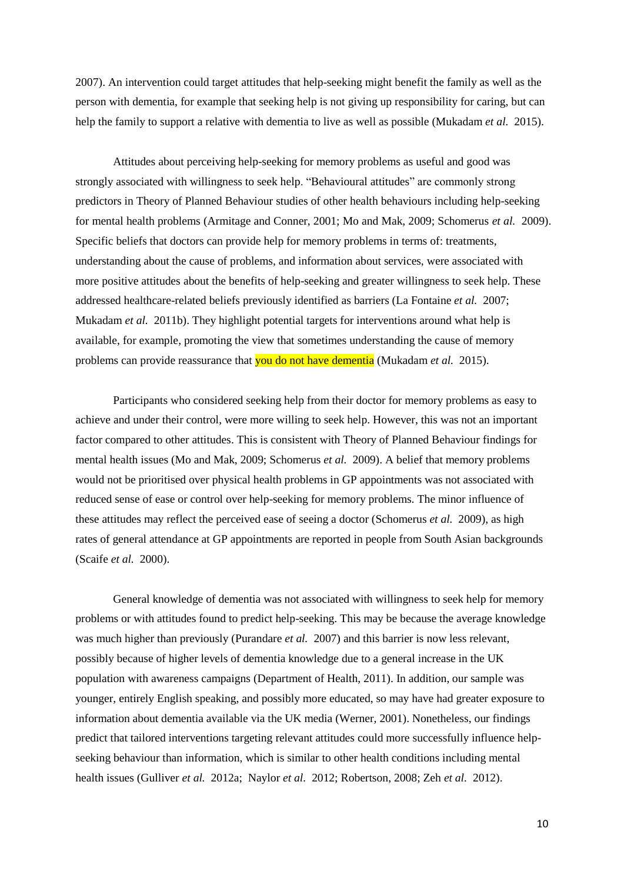2007). An intervention could target attitudes that help-seeking might benefit the family as well as the person with dementia, for example that seeking help is not giving up responsibility for caring, but can help the family to support a relative with dementia to live as well as possible (Mukadam *et al.* 2015).

Attitudes about perceiving help-seeking for memory problems as useful and good was strongly associated with willingness to seek help. "Behavioural attitudes" are commonly strong predictors in Theory of Planned Behaviour studies of other health behaviours including help-seeking for mental health problems (Armitage and Conner, 2001; Mo and Mak, 2009; Schomerus *et al.* 2009). Specific beliefs that doctors can provide help for memory problems in terms of: treatments, understanding about the cause of problems, and information about services, were associated with more positive attitudes about the benefits of help-seeking and greater willingness to seek help. These addressed healthcare-related beliefs previously identified as barriers (La Fontaine *et al.* 2007; Mukadam *et al.* 2011b). They highlight potential targets for interventions around what help is available, for example, promoting the view that sometimes understanding the cause of memory problems can provide reassurance that you do not have dementia (Mukadam *et al.* 2015).

Participants who considered seeking help from their doctor for memory problems as easy to achieve and under their control, were more willing to seek help. However, this was not an important factor compared to other attitudes. This is consistent with Theory of Planned Behaviour findings for mental health issues (Mo and Mak, 2009; Schomerus *et al.* 2009). A belief that memory problems would not be prioritised over physical health problems in GP appointments was not associated with reduced sense of ease or control over help-seeking for memory problems. The minor influence of these attitudes may reflect the perceived ease of seeing a doctor (Schomerus *et al.* 2009), as high rates of general attendance at GP appointments are reported in people from South Asian backgrounds (Scaife *et al.* 2000).

General knowledge of dementia was not associated with willingness to seek help for memory problems or with attitudes found to predict help-seeking. This may be because the average knowledge was much higher than previously (Purandare *et al.* 2007) and this barrier is now less relevant, possibly because of higher levels of dementia knowledge due to a general increase in the UK population with awareness campaigns (Department of Health, 2011). In addition, our sample was younger, entirely English speaking, and possibly more educated, so may have had greater exposure to information about dementia available via the UK media (Werner, 2001). Nonetheless, our findings predict that tailored interventions targeting relevant attitudes could more successfully influence help-seeking behaviour than information, which is similar to other health conditions including mental health issues (Gulliver *et al.* 2012a; Naylor *et al.* 2012; Robertson, 2008; Zeh *et al.* 2012).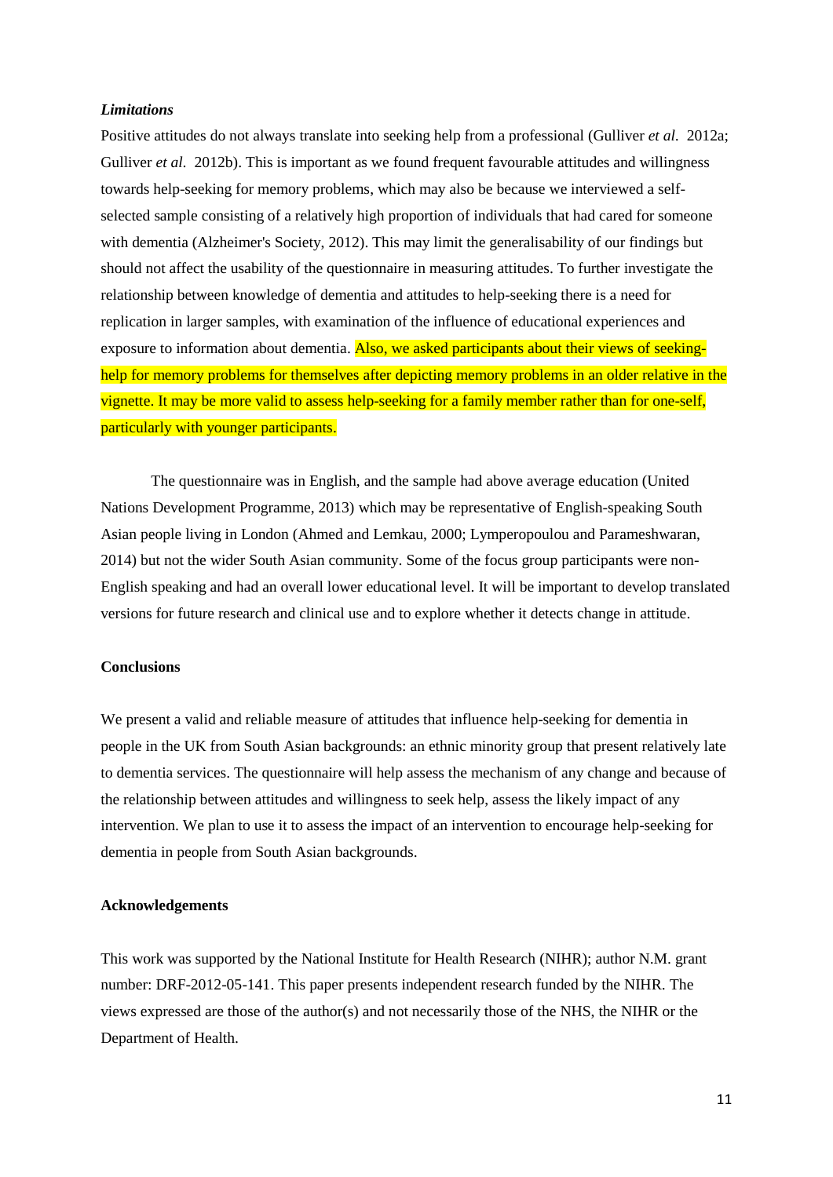### *Limitations*

Positive attitudes do not always translate into seeking help from a professional (Gulliver *et al.* 2012a; Gulliver *et al.* 2012b). This is important as we found frequent favourable attitudes and willingness towards help-seeking for memory problems, which may also be because we interviewed a self-selected sample consisting of a relatively high proportion of individuals that had cared for someone with dementia (Alzheimer's Society, 2012). This may limit the generalisability of our findings but should not affect the usability of the questionnaire in measuring attitudes. To further investigate the relationship between knowledge of dementia and attitudes to help-seeking there is a need for replication in larger samples, with examination of the influence of educational experiences and exposure to information about dementia. Also, we asked participants about their views of seeking-help for memory problems for themselves after depicting memory problems in an older relative in the vignette. It may be more valid to assess help-seeking for a family member rather than for one-self, particularly with younger participants.

The questionnaire was in English, and the sample had above average education (United Nations Development Programme, 2013) which may be representative of English-speaking South Asian people living in London (Ahmed and Lemkau, 2000; Lymperopoulou and Parameshwaran, 2014) but not the wider South Asian community. Some of the focus group participants were non-English speaking and had an overall lower educational level. It will be important to develop translated versions for future research and clinical use and to explore whether it detects change in attitude.

## Conclusions

We present a valid and reliable measure of attitudes that influence help-seeking for dementia in people in the UK from South Asian backgrounds: an ethnic minority group that present relatively late to dementia services. The questionnaire will help assess the mechanism of any change and because of the relationship between attitudes and willingness to seek help, assess the likely impact of any intervention. We plan to use it to assess the impact of an intervention to encourage help-seeking for dementia in people from South Asian backgrounds.

## Acknowledgements

This work was supported by the National Institute for Health Research (NIHR); author N.M. grant number: DRF-2012-05-141. This paper presents independent research funded by the NIHR. The views expressed are those of the author(s) and not necessarily those of the NHS, the NIHR or the Department of Health.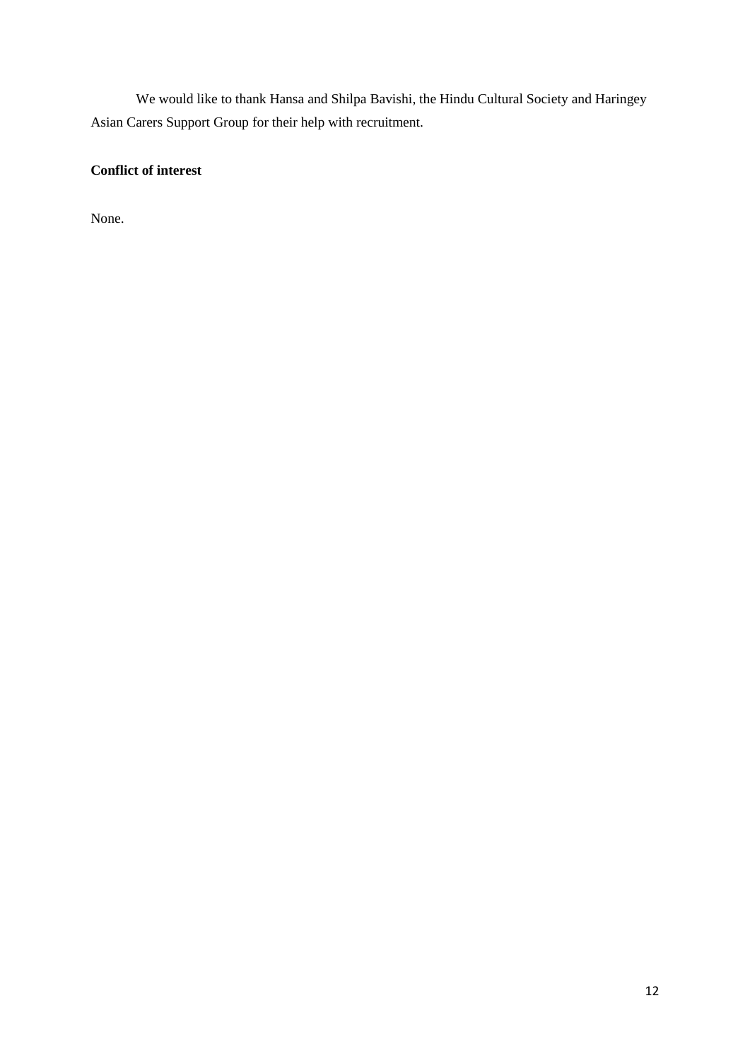We would like to thank Hansa and Shilpa Bavishi, the Hindu Cultural Society and Haringey Asian Carers Support Group for their help with recruitment.

**Conflict of interest**

None.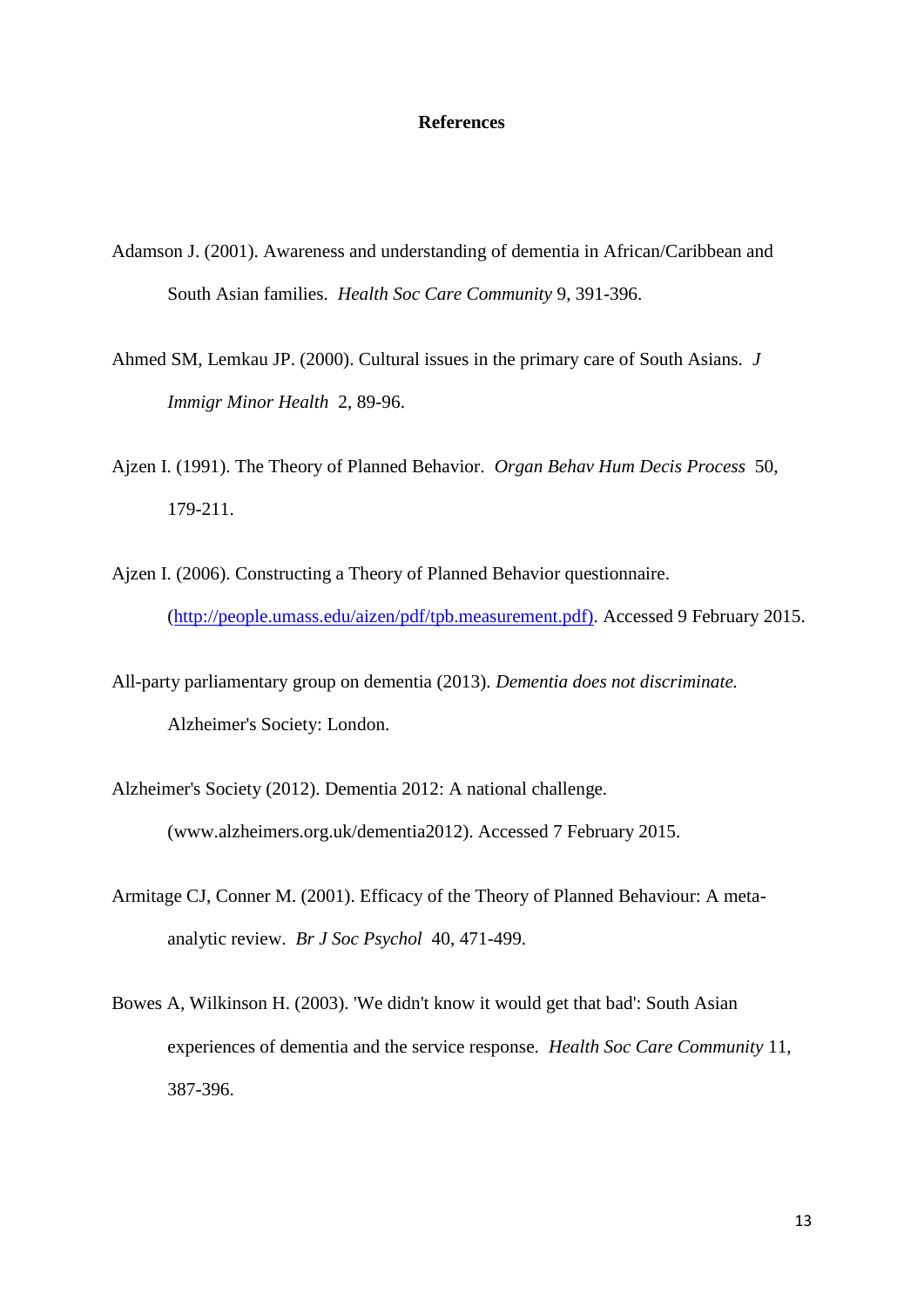# References

Adamson J. (2001). Awareness and understanding of dementia in African/Caribbean and South Asian families. *Health Soc Care Community* 9, 391-396.

Ahmed SM, Lemkau JP. (2000). Cultural issues in the primary care of South Asians. *J Immigr Minor Health* 2, 89-96.

Ajzen I. (1991). The Theory of Planned Behavior. *Organ Behav Hum Decis Process* 50, 179-211.

Ajzen I. (2006). Constructing a Theory of Planned Behavior questionnaire. (http://people.umass.edu/aizen/pdf/tpb.measurement.pdf). Accessed 9 February 2015.

All-party parliamentary group on dementia (2013). *Dementia does not discriminate.* Alzheimer's Society: London.

Alzheimer's Society (2012). Dementia 2012: A national challenge. (www.alzheimers.org.uk/dementia2012). Accessed 7 February 2015.

Armitage CJ, Conner M. (2001). Efficacy of the Theory of Planned Behaviour: A meta-analytic review. *Br J Soc Psychol* 40, 471-499.

Bowes A, Wilkinson H. (2003). 'We didn't know it would get that bad': South Asian experiences of dementia and the service response. *Health Soc Care Community* 11, 387-396.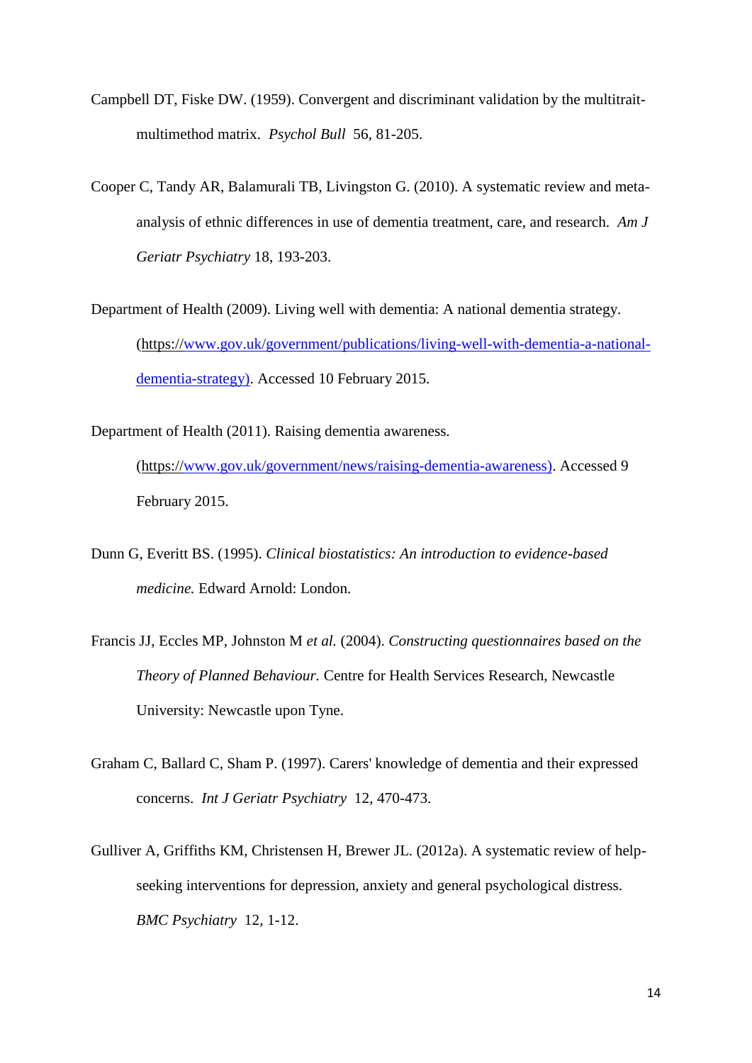Campbell DT, Fiske DW. (1959). Convergent and discriminant validation by the multitrait-multimethod matrix. *Psychol Bull* 56, 81-205.

Cooper C, Tandy AR, Balamurali TB, Livingston G. (2010). A systematic review and meta-analysis of ethnic differences in use of dementia treatment, care, and research. *Am J Geriatr Psychiatry* 18, 193-203.

Department of Health (2009). Living well with dementia: A national dementia strategy. (https://www.gov.uk/government/publications/living-well-with-dementia-a-national-dementia-strategy). Accessed 10 February 2015.

Department of Health (2011). Raising dementia awareness. (https://www.gov.uk/government/news/raising-dementia-awareness). Accessed 9 February 2015.

Dunn G, Everitt BS. (1995). *Clinical biostatistics: An introduction to evidence-based medicine.* Edward Arnold: London.

Francis JJ, Eccles MP, Johnston M *et al.* (2004). *Constructing questionnaires based on the Theory of Planned Behaviour.* Centre for Health Services Research, Newcastle University: Newcastle upon Tyne.

Graham C, Ballard C, Sham P. (1997). Carers' knowledge of dementia and their expressed concerns. *Int J Geriatr Psychiatry* 12, 470-473.

Gulliver A, Griffiths KM, Christensen H, Brewer JL. (2012a). A systematic review of help-seeking interventions for depression, anxiety and general psychological distress. *BMC Psychiatry* 12, 1-12.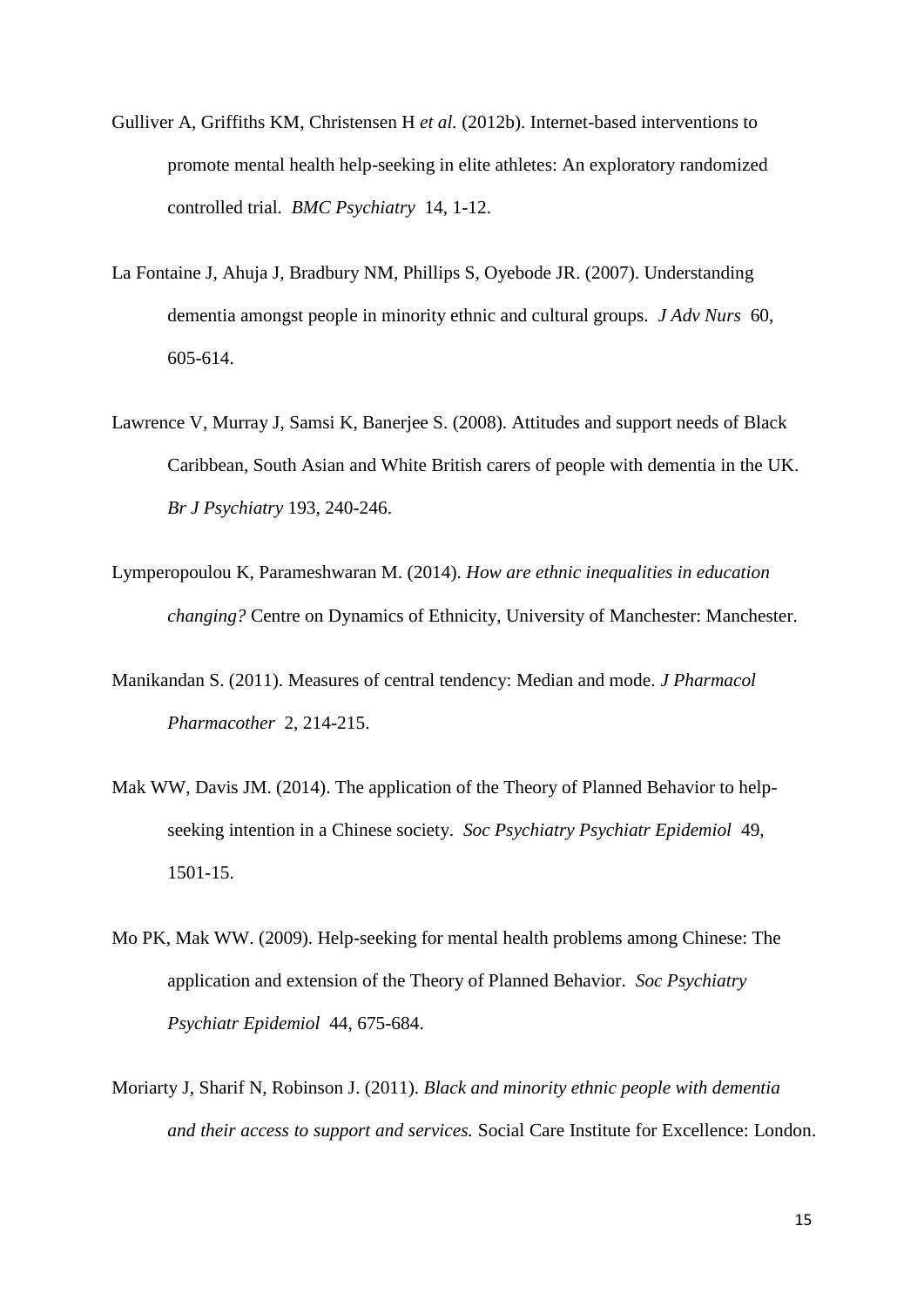Gulliver A, Griffiths KM, Christensen H *et al.* (2012b). Internet-based interventions to promote mental health help-seeking in elite athletes: An exploratory randomized controlled trial. *BMC Psychiatry* 14, 1-12.

La Fontaine J, Ahuja J, Bradbury NM, Phillips S, Oyebode JR. (2007). Understanding dementia amongst people in minority ethnic and cultural groups. *J Adv Nurs* 60, 605-614.

Lawrence V, Murray J, Samsi K, Banerjee S. (2008). Attitudes and support needs of Black Caribbean, South Asian and White British carers of people with dementia in the UK. *Br J Psychiatry* 193, 240-246.

Lymperopoulou K, Parameshwaran M. (2014). *How are ethnic inequalities in education changing?* Centre on Dynamics of Ethnicity, University of Manchester: Manchester.

Manikandan S. (2011). Measures of central tendency: Median and mode. *J Pharmacol Pharmacother* 2, 214-215.

Mak WW, Davis JM. (2014). The application of the Theory of Planned Behavior to help-seeking intention in a Chinese society. *Soc Psychiatry Psychiatr Epidemiol* 49, 1501-15.

Mo PK, Mak WW. (2009). Help-seeking for mental health problems among Chinese: The application and extension of the Theory of Planned Behavior. *Soc Psychiatry Psychiatr Epidemiol* 44, 675-684.

Moriarty J, Sharif N, Robinson J. (2011). *Black and minority ethnic people with dementia and their access to support and services.* Social Care Institute for Excellence: London.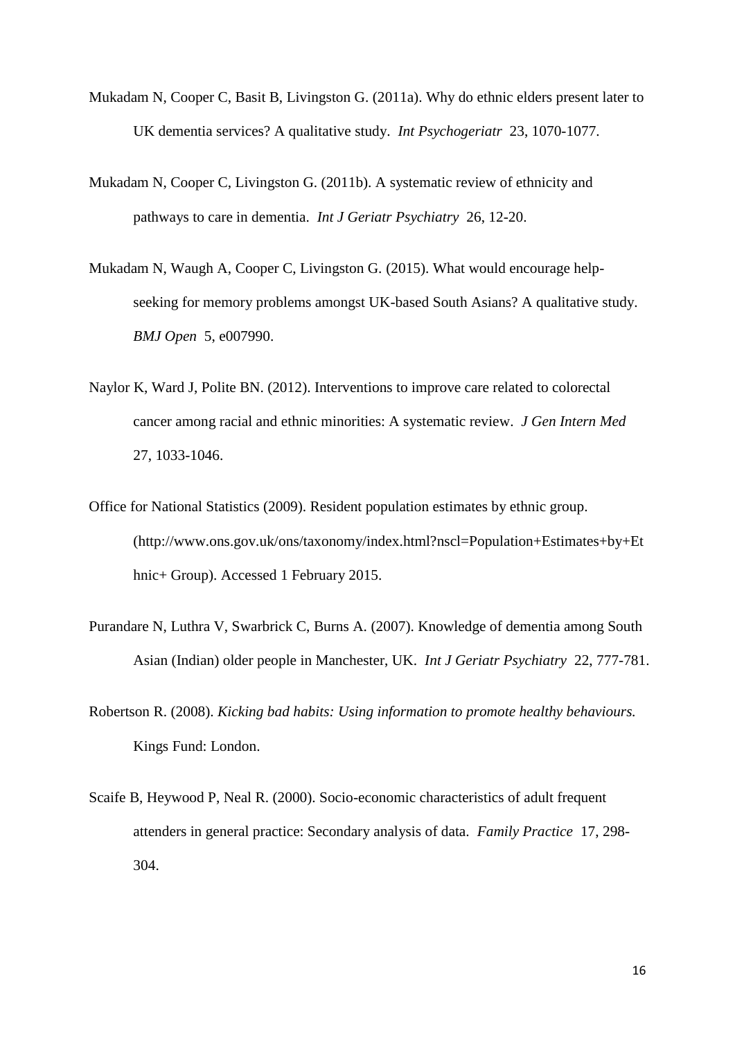Mukadam N, Cooper C, Basit B, Livingston G. (2011a). Why do ethnic elders present later to UK dementia services? A qualitative study. *Int Psychogeriatr* 23, 1070-1077.

Mukadam N, Cooper C, Livingston G. (2011b). A systematic review of ethnicity and pathways to care in dementia. *Int J Geriatr Psychiatry* 26, 12-20.

Mukadam N, Waugh A, Cooper C, Livingston G. (2015). What would encourage help-seeking for memory problems amongst UK-based South Asians? A qualitative study. *BMJ Open* 5, e007990.

Naylor K, Ward J, Polite BN. (2012). Interventions to improve care related to colorectal cancer among racial and ethnic minorities: A systematic review. *J Gen Intern Med* 27, 1033-1046.

Office for National Statistics (2009). Resident population estimates by ethnic group. (http://www.ons.gov.uk/ons/taxonomy/index.html?nscl=Population+Estimates+by+Ethnic+ Group). Accessed 1 February 2015.

Purandare N, Luthra V, Swarbrick C, Burns A. (2007). Knowledge of dementia among South Asian (Indian) older people in Manchester, UK. *Int J Geriatr Psychiatry* 22, 777-781.

Robertson R. (2008). *Kicking bad habits: Using information to promote healthy behaviours.* Kings Fund: London.

Scaife B, Heywood P, Neal R. (2000). Socio-economic characteristics of adult frequent attenders in general practice: Secondary analysis of data. *Family Practice* 17, 298-304.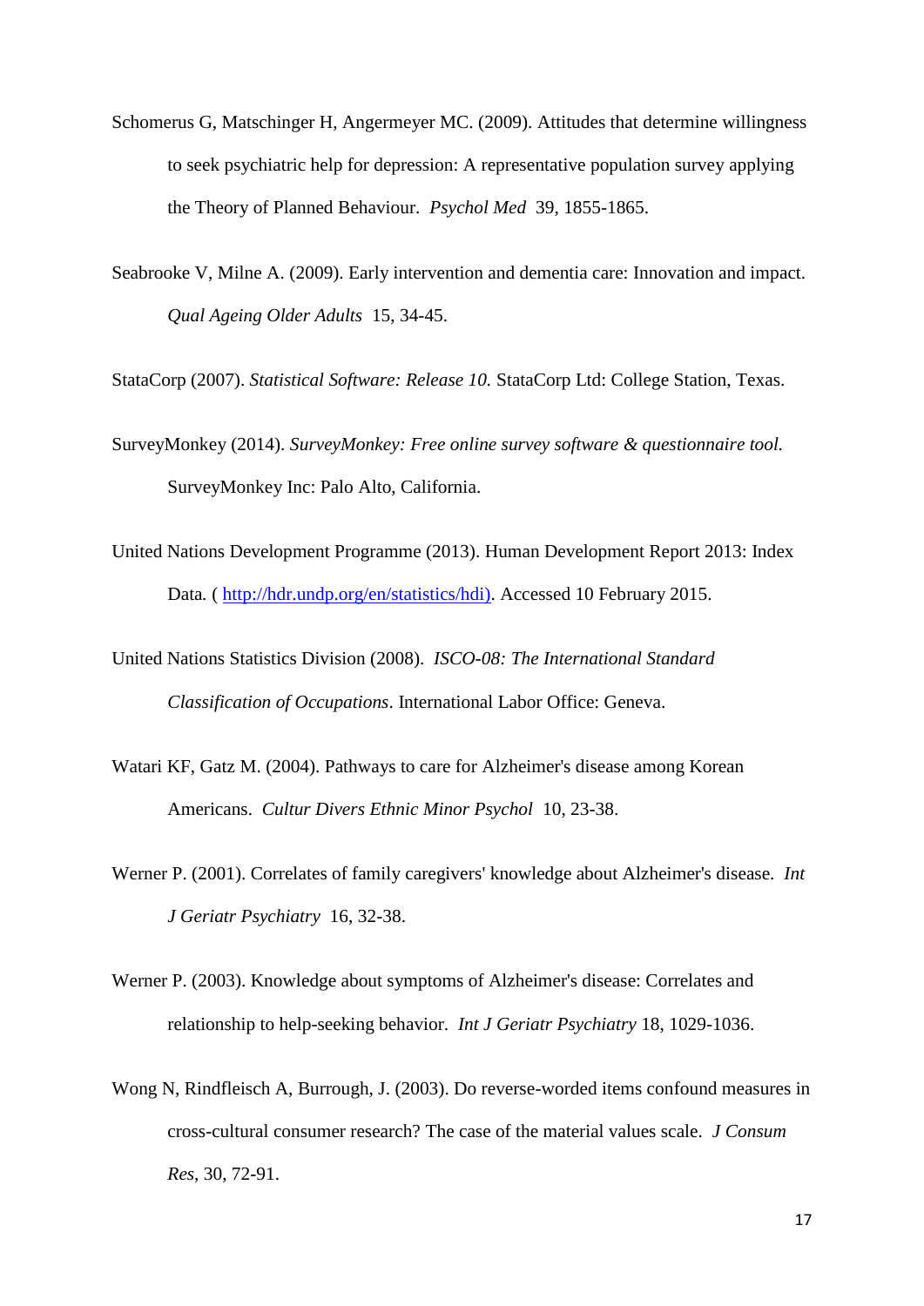Schomerus G, Matschinger H, Angermeyer MC. (2009). Attitudes that determine willingness to seek psychiatric help for depression: A representative population survey applying the Theory of Planned Behaviour. *Psychol Med* 39, 1855-1865.

Seabrooke V, Milne A. (2009). Early intervention and dementia care: Innovation and impact. *Qual Ageing Older Adults* 15, 34-45.

StataCorp (2007). *Statistical Software: Release 10.* StataCorp Ltd: College Station, Texas.

SurveyMonkey (2014). *SurveyMonkey: Free online survey software & questionnaire tool.* SurveyMonkey Inc: Palo Alto, California.

United Nations Development Programme (2013). Human Development Report 2013: Index Data. ( http://hdr.undp.org/en/statistics/hdi). Accessed 10 February 2015.

United Nations Statistics Division (2008). *ISCO-08: The International Standard Classification of Occupations*. International Labor Office: Geneva.

Watari KF, Gatz M. (2004). Pathways to care for Alzheimer's disease among Korean Americans. *Cultur Divers Ethnic Minor Psychol* 10, 23-38.

Werner P. (2001). Correlates of family caregivers' knowledge about Alzheimer's disease. *Int J Geriatr Psychiatry* 16, 32-38.

Werner P. (2003). Knowledge about symptoms of Alzheimer's disease: Correlates and relationship to help-seeking behavior. *Int J Geriatr Psychiatry* 18, 1029-1036.

Wong N, Rindfleisch A, Burrough, J. (2003). Do reverse-worded items confound measures in cross-cultural consumer research? The case of the material values scale. *J Consum Res*, 30, 72-91.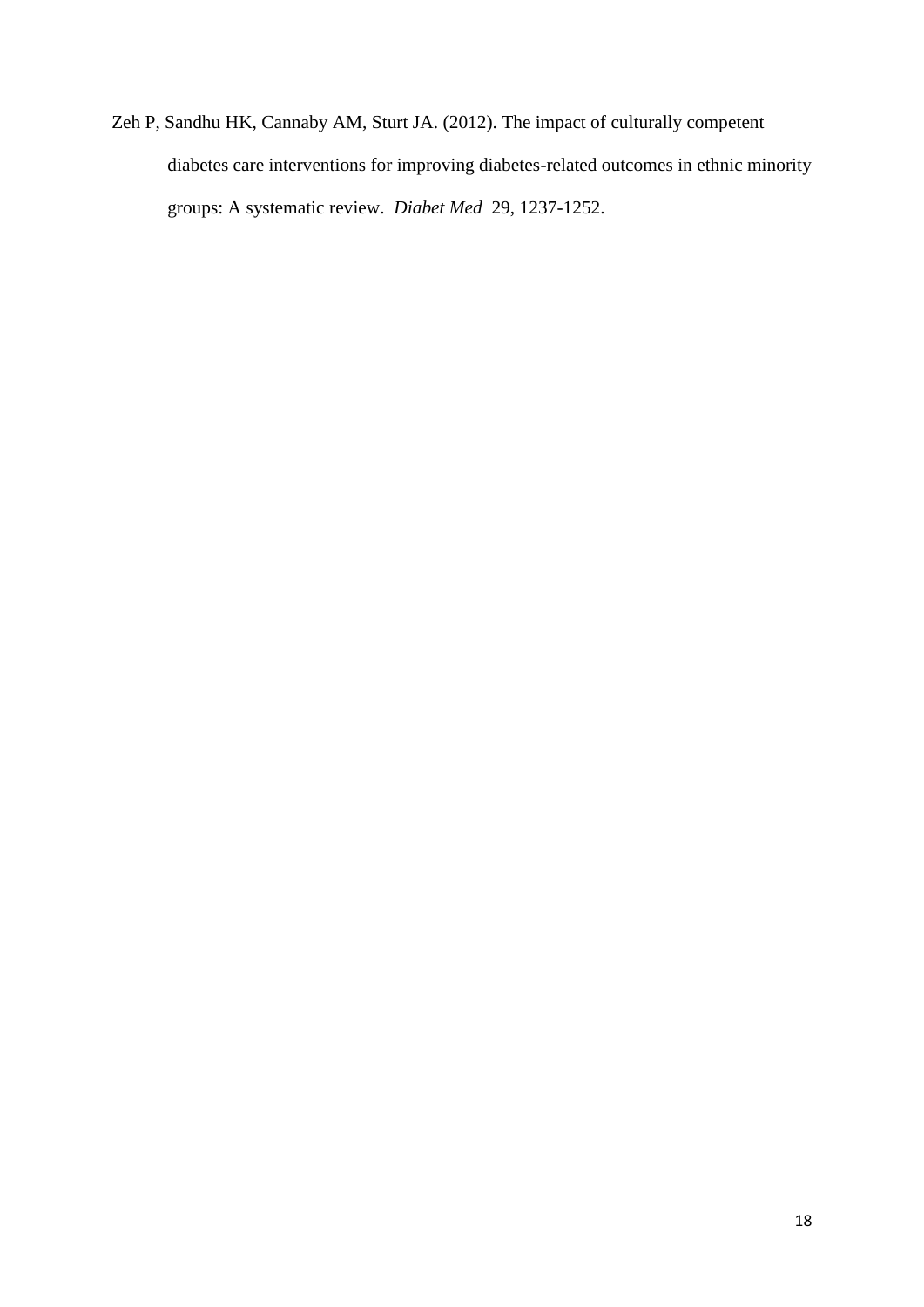Zeh P, Sandhu HK, Cannaby AM, Sturt JA. (2012). The impact of culturally competent diabetes care interventions for improving diabetes-related outcomes in ethnic minority groups: A systematic review. *Diabet Med* 29, 1237-1252.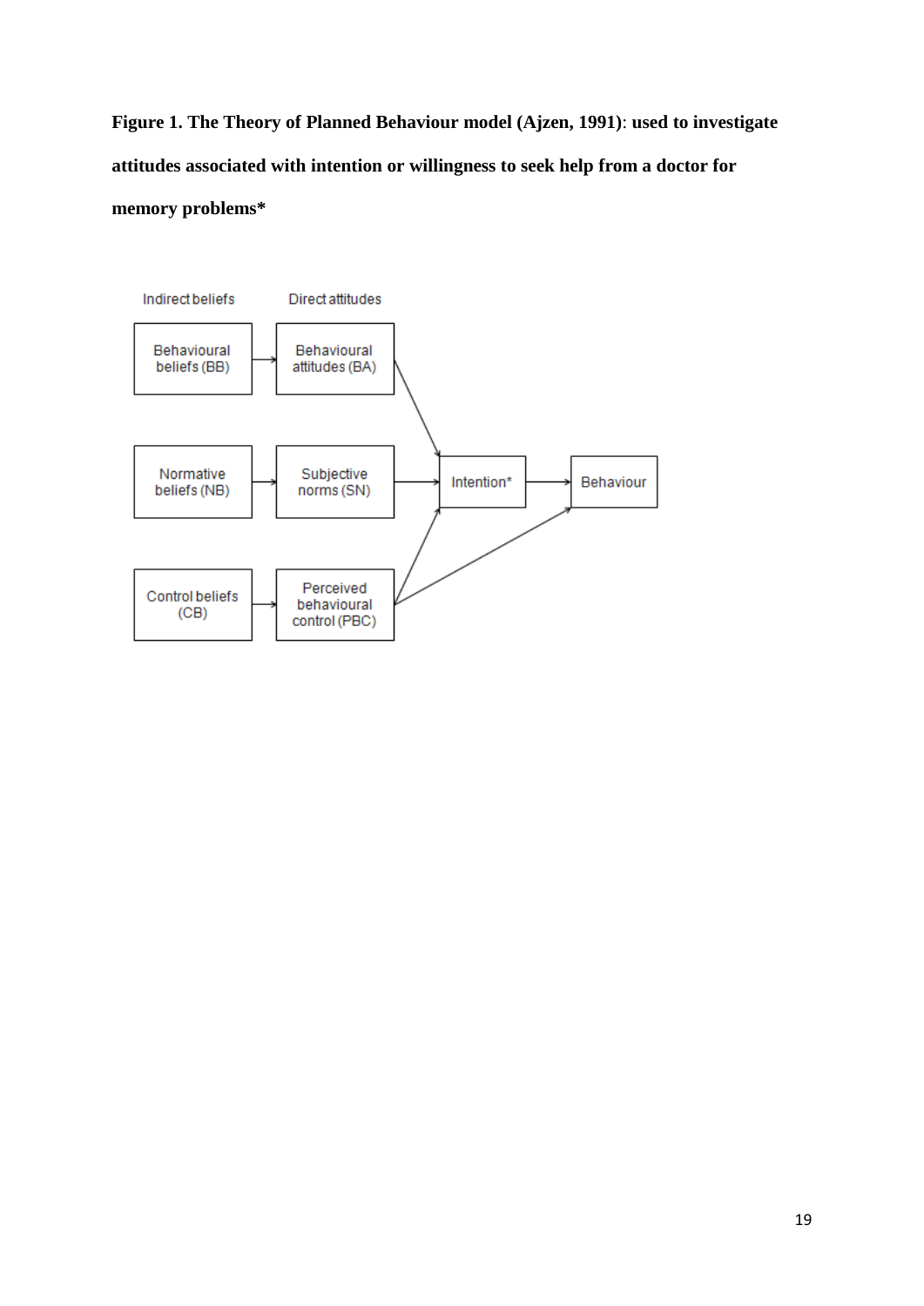**Figure 1. The Theory of Planned Behaviour model (Ajzen, 1991)**: **used to investigate attitudes associated with intention or willingness to seek help from a doctor for memory problems***

Indirect beliefs

Direct attitudes

Behavioural beliefs (BB)

Behavioural attitudes (BA)

Normative beliefs (NB)

Subjective norms (SN)

Intention*

Behaviour

Control beliefs (CB)

Perceived behavioural control (PBC)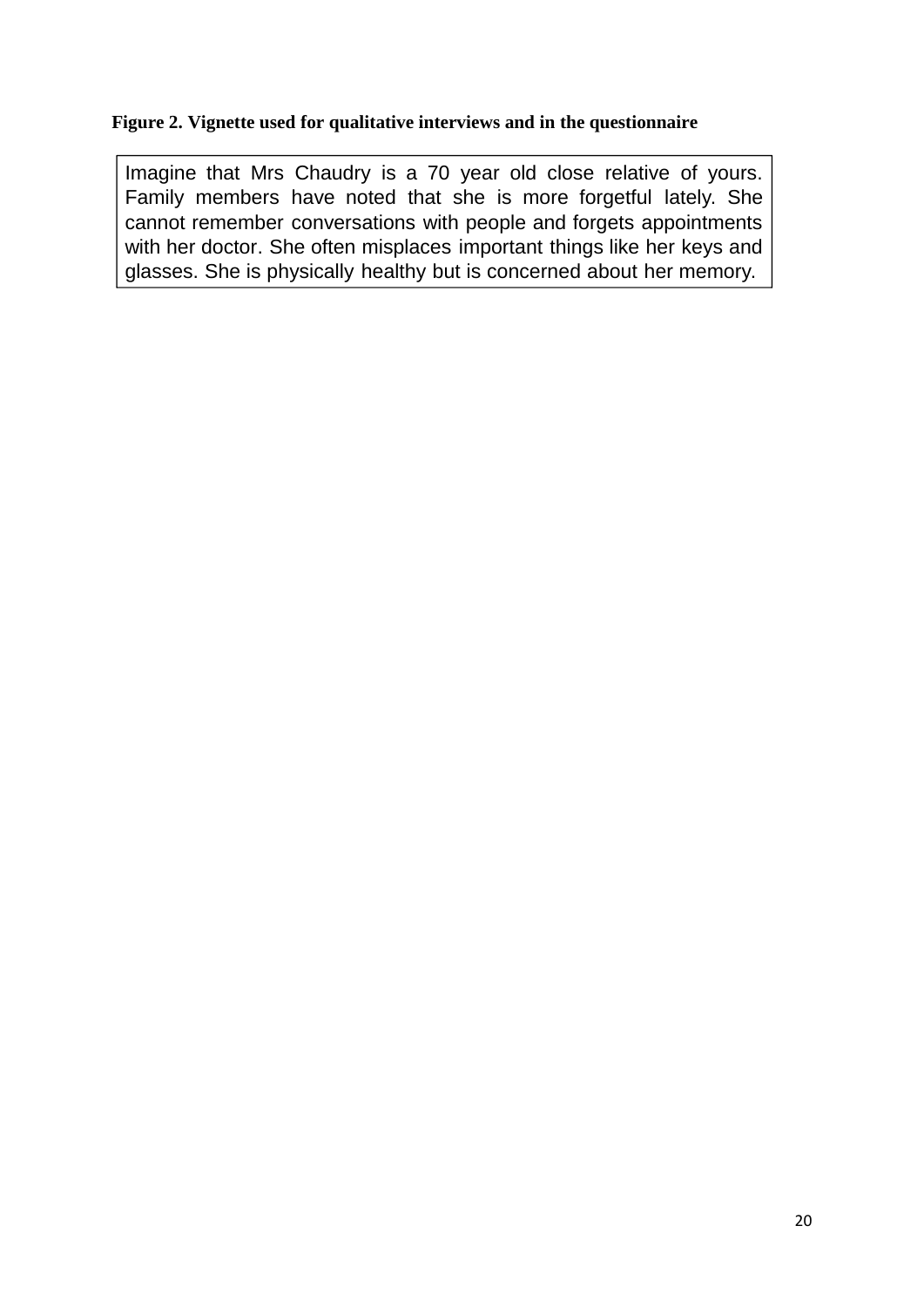**Figure 2. Vignette used for qualitative interviews and in the questionnaire**

> Imagine that Mrs Chaudry is a 70 year old close relative of yours. Family members have noted that she is more forgetful lately. She cannot remember conversations with people and forgets appointments with her doctor. She often misplaces important things like her keys and glasses. She is physically healthy but is concerned about her memory.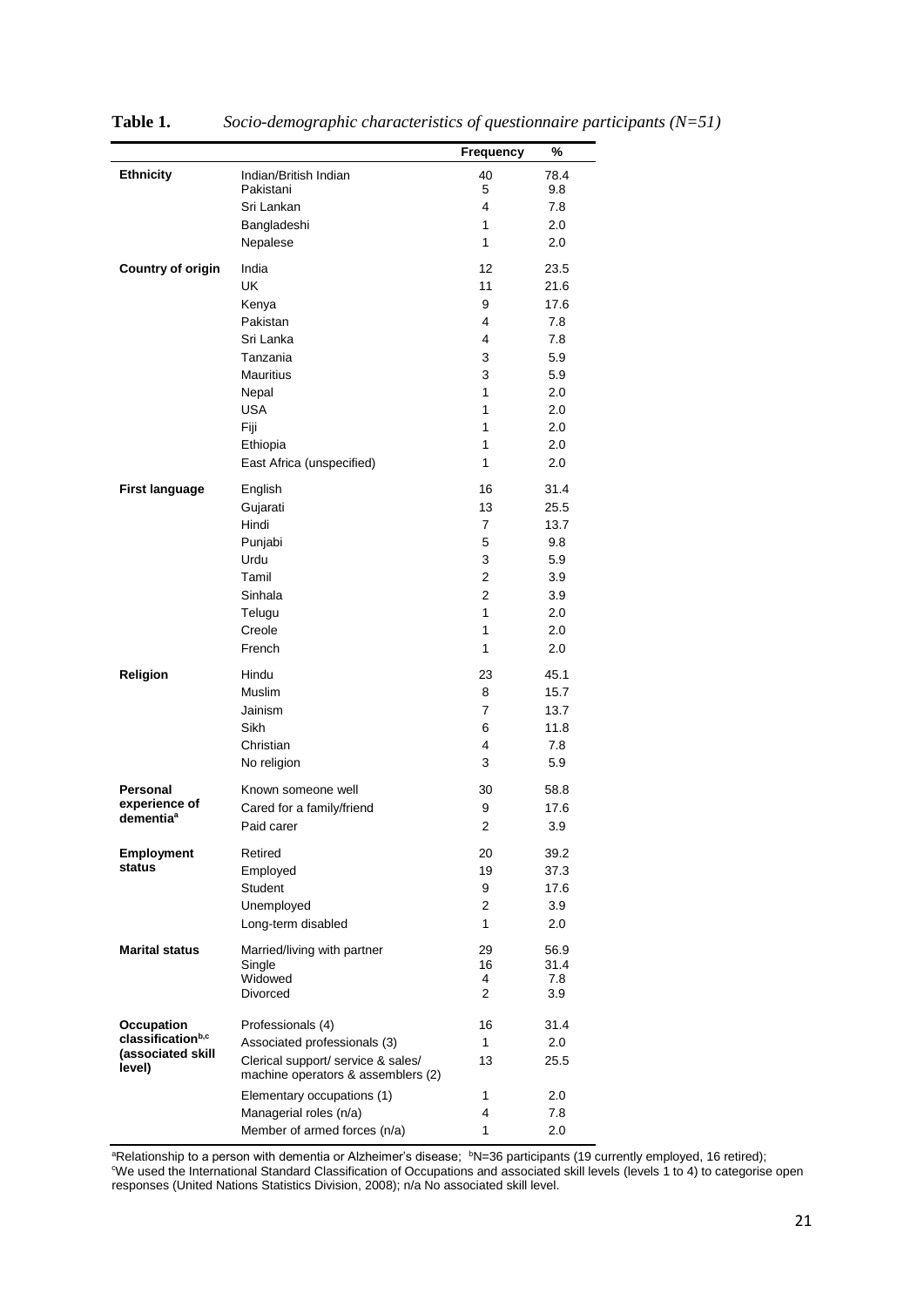**Table 1.** *Socio-demographic characteristics of questionnaire participants (N=51)*

| | | Frequency | % |
|---|---|---|---|
| **Ethnicity** | Indian/British Indian | 40 | 78.4 |
| | Pakistani | 5 | 9.8 |
| | Sri Lankan | 4 | 7.8 |
| | Bangladeshi | 1 | 2.0 |
| | Nepalese | 1 | 2.0 |
| **Country of origin** | India | 12 | 23.5 |
| | UK | 11 | 21.6 |
| | Kenya | 9 | 17.6 |
| | Pakistan | 4 | 7.8 |
| | Sri Lanka | 4 | 7.8 |
| | Tanzania | 3 | 5.9 |
| | Mauritius | 3 | 5.9 |
| | Nepal | 1 | 2.0 |
| | USA | 1 | 2.0 |
| | Fiji | 1 | 2.0 |
| | Ethiopia | 1 | 2.0 |
| | East Africa (unspecified) | 1 | 2.0 |
| **First language** | English | 16 | 31.4 |
| | Gujarati | 13 | 25.5 |
| | Hindi | 7 | 13.7 |
| | Punjabi | 5 | 9.8 |
| | Urdu | 3 | 5.9 |
| | Tamil | 2 | 3.9 |
| | Sinhala | 2 | 3.9 |
| | Telugu | 1 | 2.0 |
| | Creole | 1 | 2.0 |
| | French | 1 | 2.0 |
| **Religion** | Hindu | 23 | 45.1 |
| | Muslim | 8 | 15.7 |
| | Jainism | 7 | 13.7 |
| | Sikh | 6 | 11.8 |
| | Christian | 4 | 7.8 |
| | No religion | 3 | 5.9 |
| **Personal experience of dementia**[a] | Known someone well | 30 | 58.8 |
| | Cared for a family/friend | 9 | 17.6 |
| | Paid carer | 2 | 3.9 |
| **Employment status** | Retired | 20 | 39.2 |
| | Employed | 19 | 37.3 |
| | Student | 9 | 17.6 |
| | Unemployed | 2 | 3.9 |
| | Long-term disabled | 1 | 2.0 |
| **Marital status** | Married/living with partner | 29 | 56.9 |
| | Single | 16 | 31.4 |
| | Widowed | 4 | 7.8 |
| | Divorced | 2 | 3.9 |
| **Occupation classification**[b,c] **(associated skill level)** | Professionals (4) | 16 | 31.4 |
| | Associated professionals (3) | 1 | 2.0 |
| | Clerical support/ service & sales/ machine operators & assemblers (2) | 13 | 25.5 |
| | Elementary occupations (1) | 1 | 2.0 |
| | Managerial roles (n/a) | 4 | 7.8 |
| | Member of armed forces (n/a) | 1 | 2.0 |

[a]Relationship to a person with dementia or Alzheimer's disease; [b]N=36 participants (19 currently employed, 16 retired); [c]We used the International Standard Classification of Occupations and associated skill levels (levels 1 to 4) to categorise open responses (United Nations Statistics Division, 2008); n/a No associated skill level.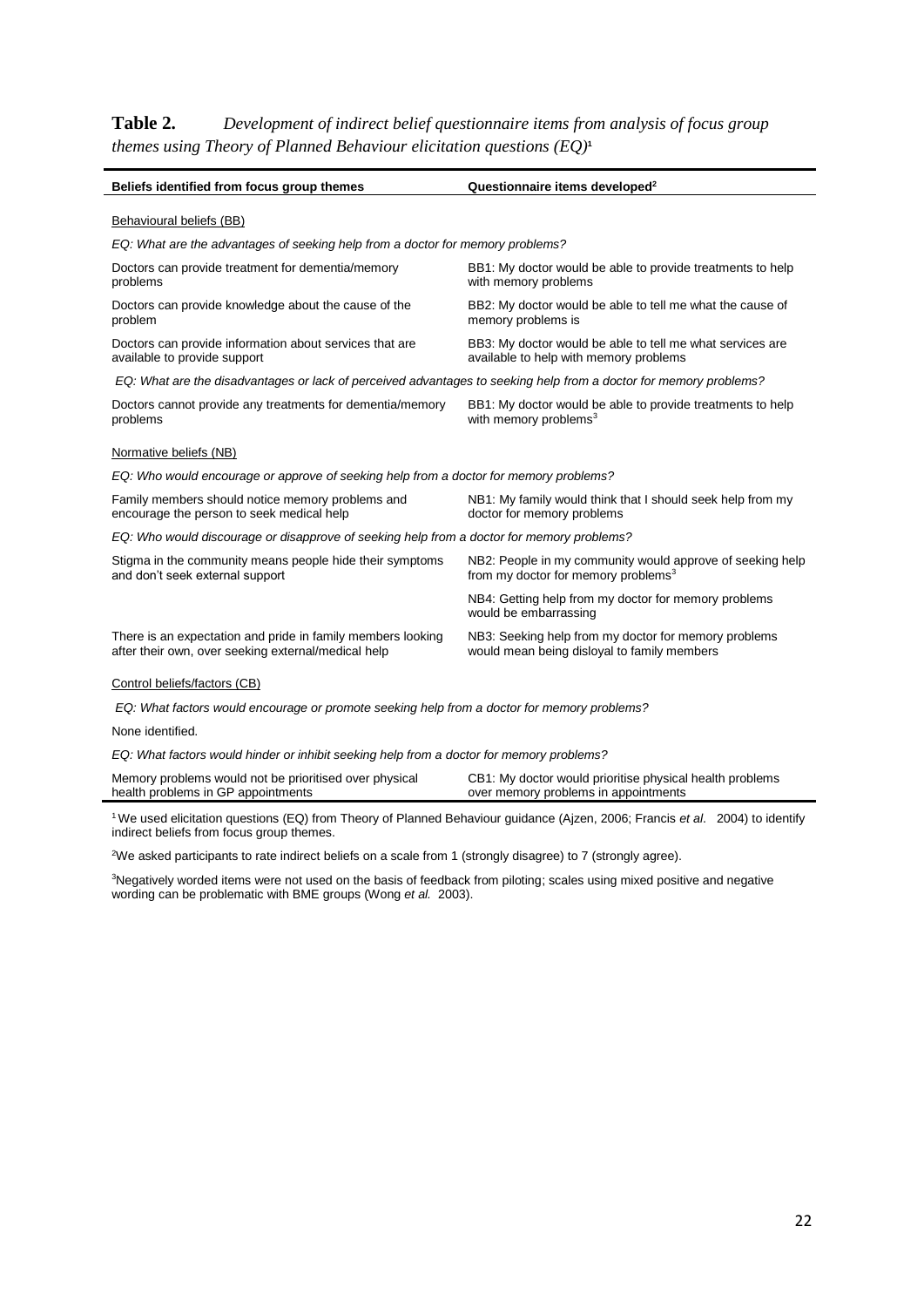**Table 2.** *Development of indirect belief questionnaire items from analysis of focus group themes using Theory of Planned Behaviour elicitation questions (EQ)*[1]

| **Beliefs identified from focus group themes** | **Questionnaire items developed**[2] |
|---|---|
| Behavioural beliefs (BB) | |
| *EQ: What are the advantages of seeking help from a doctor for memory problems?* | |
| Doctors can provide treatment for dementia/memory problems | BB1: My doctor would be able to provide treatments to help with memory problems |
| Doctors can provide knowledge about the cause of the problem | BB2: My doctor would be able to tell me what the cause of memory problems is |
| Doctors can provide information about services that are available to provide support | BB3: My doctor would be able to tell me what services are available to help with memory problems |
| *EQ: What are the disadvantages or lack of perceived advantages to seeking help from a doctor for memory problems?* | |
| Doctors cannot provide any treatments for dementia/memory problems | BB1: My doctor would be able to provide treatments to help with memory problems[3] |
| Normative beliefs (NB) | |
| *EQ: Who would encourage or approve of seeking help from a doctor for memory problems?* | |
| Family members should notice memory problems and encourage the person to seek medical help | NB1: My family would think that I should seek help from my doctor for memory problems |
| *EQ: Who would discourage or disapprove of seeking help from a doctor for memory problems?* | |
| Stigma in the community means people hide their symptoms and don't seek external support | NB2: People in my community would approve of seeking help from my doctor for memory problems[3] |
| | NB4: Getting help from my doctor for memory problems would be embarrassing |
| There is an expectation and pride in family members looking after their own, over seeking external/medical help | NB3: Seeking help from my doctor for memory problems would mean being disloyal to family members |
| Control beliefs/factors (CB) | |
| *EQ: What factors would encourage or promote seeking help from a doctor for memory problems?* | |
| None identified. | |
| *EQ: What factors would hinder or inhibit seeking help from a doctor for memory problems?* | |
| Memory problems would not be prioritised over physical health problems in GP appointments | CB1: My doctor would prioritise physical health problems over memory problems in appointments |

[1] We used elicitation questions (EQ) from Theory of Planned Behaviour guidance (Ajzen, 2006; Francis *et al*. 2004) to identify indirect beliefs from focus group themes.

[2] We asked participants to rate indirect beliefs on a scale from 1 (strongly disagree) to 7 (strongly agree).

[3] Negatively worded items were not used on the basis of feedback from piloting; scales using mixed positive and negative wording can be problematic with BME groups (Wong *et al.* 2003).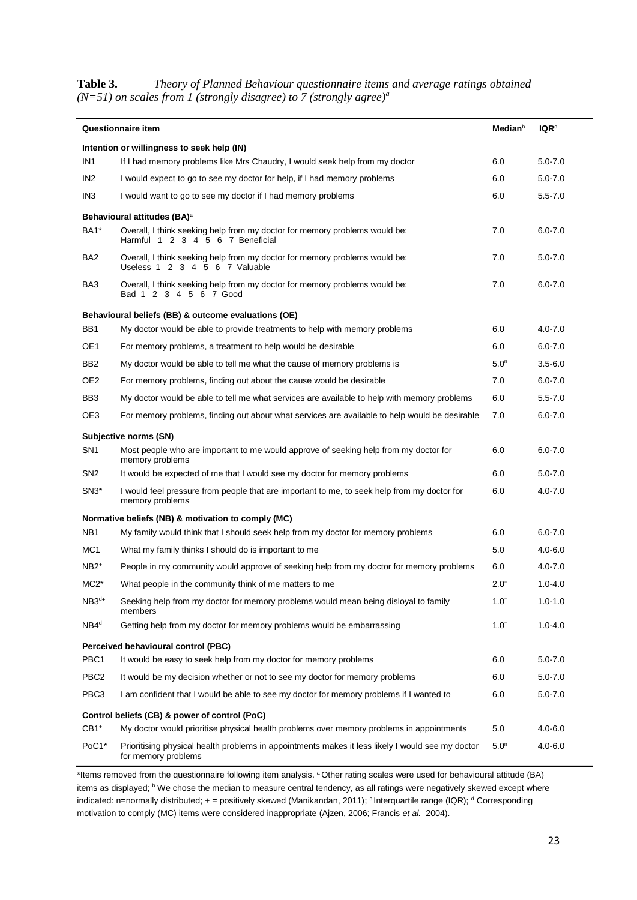**Table 3.** *Theory of Planned Behaviour questionnaire items and average ratings obtained (N=51) on scales from 1 (strongly disagree) to 7 (strongly agree)*[a]

| | Questionnaire item | Median[b] | IQR[c] |
|---|---|---|---|
| **Intention or willingness to seek help (IN)** | | | |
| IN1 | If I had memory problems like Mrs Chaudry, I would seek help from my doctor | 6.0 | 5.0-7.0 |
| IN2 | I would expect to go to see my doctor for help, if I had memory problems | 6.0 | 5.0-7.0 |
| IN3 | I would want to go to see my doctor if I had memory problems | 6.0 | 5.5-7.0 |
| **Behavioural attitudes (BA)**[a] | | | |
| BA1* | Overall, I think seeking help from my doctor for memory problems would be: Harmful 1 2 3 4 5 6 7 Beneficial | 7.0 | 6.0-7.0 |
| BA2 | Overall, I think seeking help from my doctor for memory problems would be: Useless 1 2 3 4 5 6 7 Valuable | 7.0 | 5.0-7.0 |
| BA3 | Overall, I think seeking help from my doctor for memory problems would be: Bad 1 2 3 4 5 6 7 Good | 7.0 | 6.0-7.0 |
| **Behavioural beliefs (BB) & outcome evaluations (OE)** | | | |
| BB1 | My doctor would be able to provide treatments to help with memory problems | 6.0 | 4.0-7.0 |
| OE1 | For memory problems, a treatment to help would be desirable | 6.0 | 6.0-7.0 |
| BB2 | My doctor would be able to tell me what the cause of memory problems is | 5.0[n] | 3.5-6.0 |
| OE2 | For memory problems, finding out about the cause would be desirable | 7.0 | 6.0-7.0 |
| BB3 | My doctor would be able to tell me what services are available to help with memory problems | 6.0 | 5.5-7.0 |
| OE3 | For memory problems, finding out about what services are available to help would be desirable | 7.0 | 6.0-7.0 |
| **Subjective norms (SN)** | | | |
| SN1 | Most people who are important to me would approve of seeking help from my doctor for memory problems | 6.0 | 6.0-7.0 |
| SN2 | It would be expected of me that I would see my doctor for memory problems | 6.0 | 5.0-7.0 |
| SN3* | I would feel pressure from people that are important to me, to seek help from my doctor for memory problems | 6.0 | 4.0-7.0 |
| **Normative beliefs (NB) & motivation to comply (MC)** | | | |
| NB1 | My family would think that I should seek help from my doctor for memory problems | 6.0 | 6.0-7.0 |
| MC1 | What my family thinks I should do is important to me | 5.0 | 4.0-6.0 |
| NB2* | People in my community would approve of seeking help from my doctor for memory problems | 6.0 | 4.0-7.0 |
| MC2* | What people in the community think of me matters to me | 2.0[+] | 1.0-4.0 |
| NB3[d]* | Seeking help from my doctor for memory problems would mean being disloyal to family members | 1.0[+] | 1.0-1.0 |
| NB4[d] | Getting help from my doctor for memory problems would be embarrassing | 1.0[+] | 1.0-4.0 |
| **Perceived behavioural control (PBC)** | | | |
| PBC1 | It would be easy to seek help from my doctor for memory problems | 6.0 | 5.0-7.0 |
| PBC2 | It would be my decision whether or not to see my doctor for memory problems | 6.0 | 5.0-7.0 |
| PBC3 | I am confident that I would be able to see my doctor for memory problems if I wanted to | 6.0 | 5.0-7.0 |
| **Control beliefs (CB) & power of control (PoC)** | | | |
| CB1* | My doctor would prioritise physical health problems over memory problems in appointments | 5.0 | 4.0-6.0 |
| PoC1* | Prioritising physical health problems in appointments makes it less likely I would see my doctor for memory problems | 5.0[n] | 4.0-6.0 |

*Items removed from the questionnaire following item analysis. [a] Other rating scales were used for behavioural attitude (BA) items as displayed; [b] We chose the median to measure central tendency, as all ratings were negatively skewed except where indicated: n=normally distributed; + = positively skewed (Manikandan, 2011); [c] Interquartile range (IQR); [d] Corresponding motivation to comply (MC) items were considered inappropriate (Ajzen, 2006; Francis *et al.* 2004).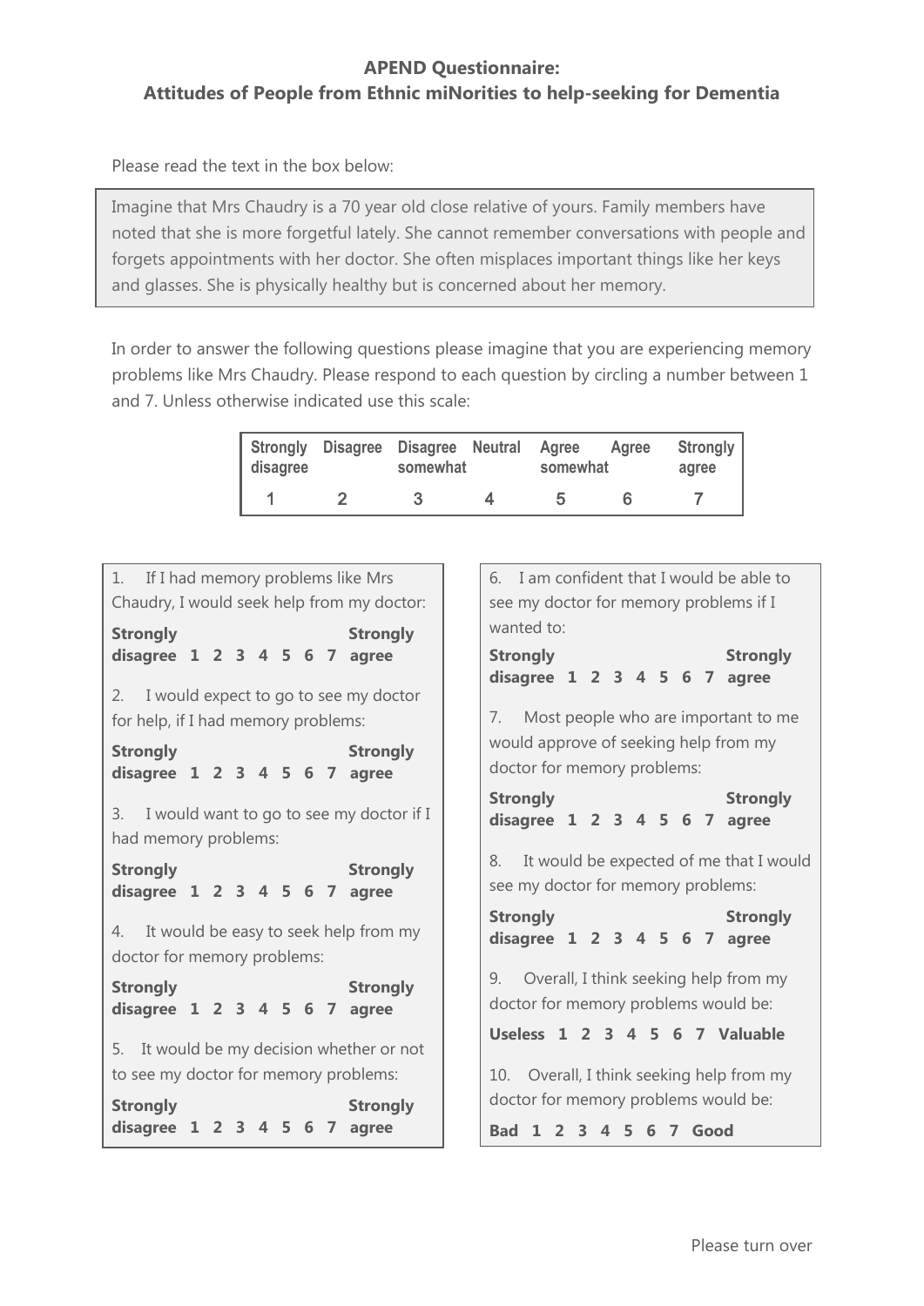**APEND Questionnaire:**
**Attitudes of People from Ethnic miNorities to help-seeking for Dementia**

Please read the text in the box below:

> Imagine that Mrs Chaudry is a 70 year old close relative of yours. Family members have noted that she is more forgetful lately. She cannot remember conversations with people and forgets appointments with her doctor. She often misplaces important things like her keys and glasses. She is physically healthy but is concerned about her memory.

In order to answer the following questions please imagine that you are experiencing memory problems like Mrs Chaudry. Please respond to each question by circling a number between 1 and 7. Unless otherwise indicated use this scale:

| Strongly disagree | Disagree | Disagree somewhat | Neutral | Agree somewhat | Agree | Strongly agree |
|---|---|---|---|---|---|---|
| 1 | 2 | 3 | 4 | 5 | 6 | 7 |

1. If I had memory problems like Mrs Chaudry, I would seek help from my doctor:

   **Strongly disagree 1 2 3 4 5 6 7 Strongly agree**

2. I would expect to go to see my doctor for help, if I had memory problems:

   **Strongly disagree 1 2 3 4 5 6 7 Strongly agree**

3. I would want to go to see my doctor if I had memory problems:

   **Strongly disagree 1 2 3 4 5 6 7 Strongly agree**

4. It would be easy to seek help from my doctor for memory problems:

   **Strongly disagree 1 2 3 4 5 6 7 Strongly agree**

5. It would be my decision whether or not to see my doctor for memory problems:

   **Strongly disagree 1 2 3 4 5 6 7 Strongly agree**

6. I am confident that I would be able to see my doctor for memory problems if I wanted to:

   **Strongly disagree 1 2 3 4 5 6 7 Strongly agree**

7. Most people who are important to me would approve of seeking help from my doctor for memory problems:

   **Strongly disagree 1 2 3 4 5 6 7 Strongly agree**

8. It would be expected of me that I would see my doctor for memory problems:

   **Strongly disagree 1 2 3 4 5 6 7 Strongly agree**

9. Overall, I think seeking help from my doctor for memory problems would be:

   **Useless 1 2 3 4 5 6 7 Valuable**

10. Overall, I think seeking help from my doctor for memory problems would be:

    **Bad 1 2 3 4 5 6 7 Good**

Please turn over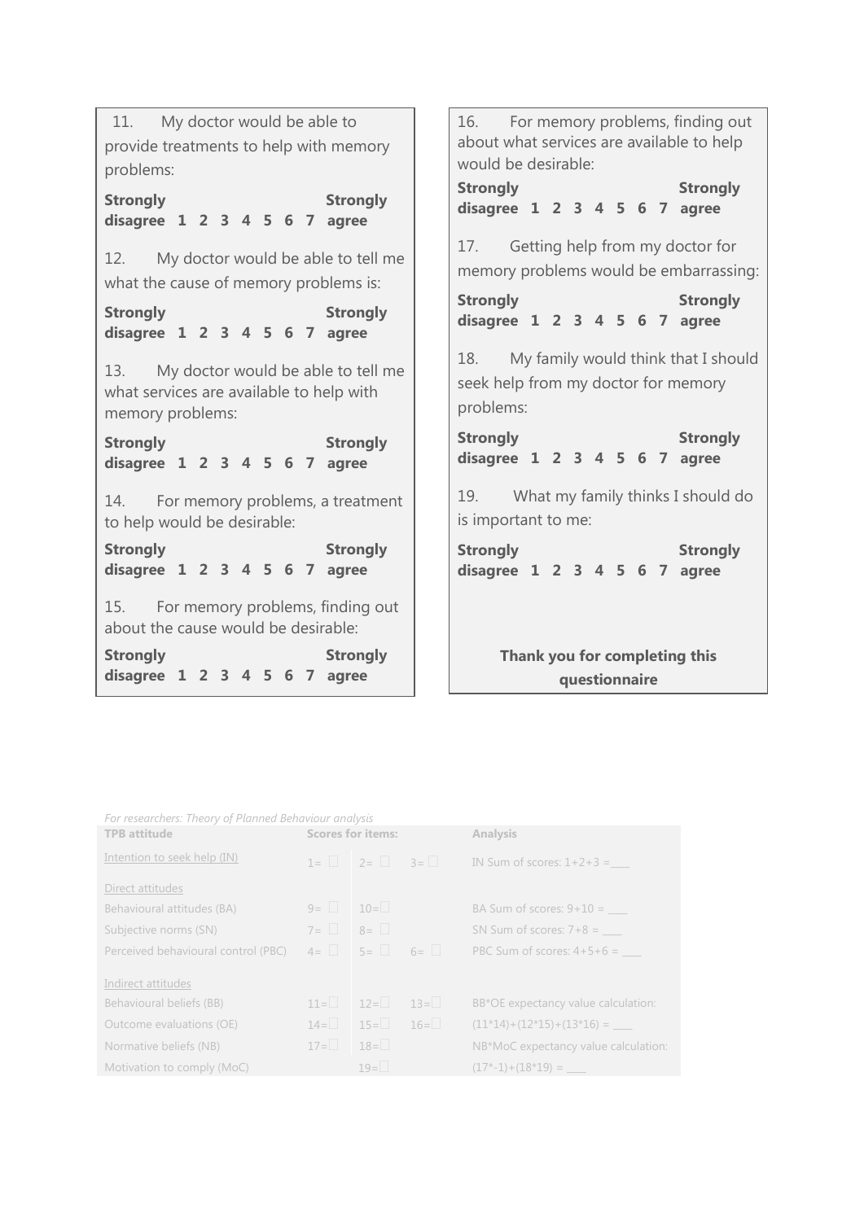11. My doctor would be able to provide treatments to help with memory problems:

**Strongly disagree 1 2 3 4 5 6 7 Strongly agree**

12. My doctor would be able to tell me what the cause of memory problems is:

**Strongly disagree 1 2 3 4 5 6 7 Strongly agree**

13. My doctor would be able to tell me what services are available to help with memory problems:

**Strongly disagree 1 2 3 4 5 6 7 Strongly agree**

14. For memory problems, a treatment to help would be desirable:

**Strongly disagree 1 2 3 4 5 6 7 Strongly agree**

15. For memory problems, finding out about the cause would be desirable:

**Strongly disagree 1 2 3 4 5 6 7 Strongly agree**

16. For memory problems, finding out about what services are available to help would be desirable:

**Strongly disagree 1 2 3 4 5 6 7 Strongly agree**

17. Getting help from my doctor for memory problems would be embarrassing:

**Strongly disagree 1 2 3 4 5 6 7 Strongly agree**

18. My family would think that I should seek help from my doctor for memory problems:

**Strongly disagree 1 2 3 4 5 6 7 Strongly agree**

19. What my family thinks I should do is important to me:

**Strongly disagree 1 2 3 4 5 6 7 Strongly agree**

**Thank you for completing this questionnaire**

*For researchers: Theory of Planned Behaviour analysis*

| TPB attitude | Scores for items: | | | Analysis |
|---|---|---|---|---|
| Intention to seek help (IN) | 1= ☐ | 2= ☐ | 3= ☐ | IN Sum of scores: 1+2+3 = ____ |
| Direct attitudes | | | | |
| Behavioural attitudes (BA) | 9= ☐ | 10=☐ | | BA Sum of scores: 9+10 = ____ |
| Subjective norms (SN) | 7= ☐ | 8= ☐ | | SN Sum of scores: 7+8 = ____ |
| Perceived behavioural control (PBC) | 4= ☐ | 5= ☐ | 6= ☐ | PBC Sum of scores: 4+5+6 = ____ |
| Indirect attitudes | | | | |
| Behavioural beliefs (BB) | 11=☐ | 12=☐ | 13=☐ | BB*OE expectancy value calculation: |
| Outcome evaluations (OE) | 14=☐ | 15=☐ | 16=☐ | (11*14)+(12*15)+(13*16) = ____ |
| Normative beliefs (NB) | 17=☐ | 18=☐ | | NB*MoC expectancy value calculation: |
| Motivation to comply (MoC) | | 19=☐ | | (17*-1)+(18*19) = ____ |